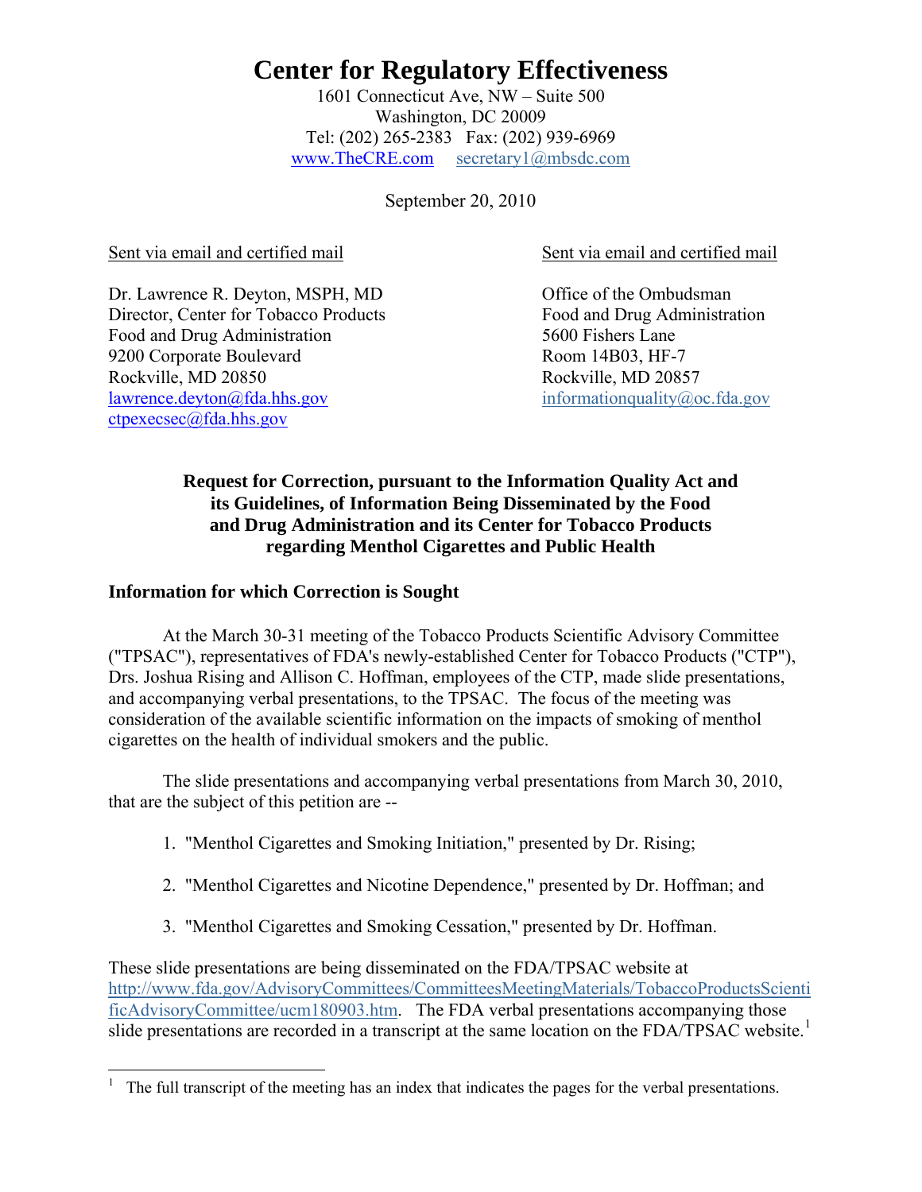# Center for Regulatory Effectiveness

1601 Connecticut Ave, NW – Suite 500
Washington, DC 20009
Tel: (202) 265-2383 Fax: (202) 939-6969
www.TheCRE.com secretary1@mbsdc.com

September 20, 2010

Sent via email and certified mail

Dr. Lawrence R. Deyton, MSPH, MD
Director, Center for Tobacco Products
Food and Drug Administration
9200 Corporate Boulevard
Rockville, MD 20850
lawrence.deyton@fda.hhs.gov
ctpexecsec@fda.hhs.gov

Sent via email and certified mail

Office of the Ombudsman
Food and Drug Administration
5600 Fishers Lane
Room 14B03, HF-7
Rockville, MD 20857
informationquality@oc.fda.gov

**Request for Correction, pursuant to the Information Quality Act and its Guidelines, of Information Being Disseminated by the Food and Drug Administration and its Center for Tobacco Products regarding Menthol Cigarettes and Public Health**

## Information for which Correction is Sought

At the March 30-31 meeting of the Tobacco Products Scientific Advisory Committee ("TPSAC"), representatives of FDA's newly-established Center for Tobacco Products ("CTP"), Drs. Joshua Rising and Allison C. Hoffman, employees of the CTP, made slide presentations, and accompanying verbal presentations, to the TPSAC. The focus of the meeting was consideration of the available scientific information on the impacts of smoking of menthol cigarettes on the health of individual smokers and the public.

The slide presentations and accompanying verbal presentations from March 30, 2010, that are the subject of this petition are --

1. "Menthol Cigarettes and Smoking Initiation," presented by Dr. Rising;
2. "Menthol Cigarettes and Nicotine Dependence," presented by Dr. Hoffman; and
3. "Menthol Cigarettes and Smoking Cessation," presented by Dr. Hoffman.

These slide presentations are being disseminated on the FDA/TPSAC website at http://www.fda.gov/AdvisoryCommittees/CommitteesMeetingMaterials/TobaccoProductsScientificAdvisoryCommittee/ucm180903.htm. The FDA verbal presentations accompanying those slide presentations are recorded in a transcript at the same location on the FDA/TPSAC website.[1]

[1] The full transcript of the meeting has an index that indicates the pages for the verbal presentations.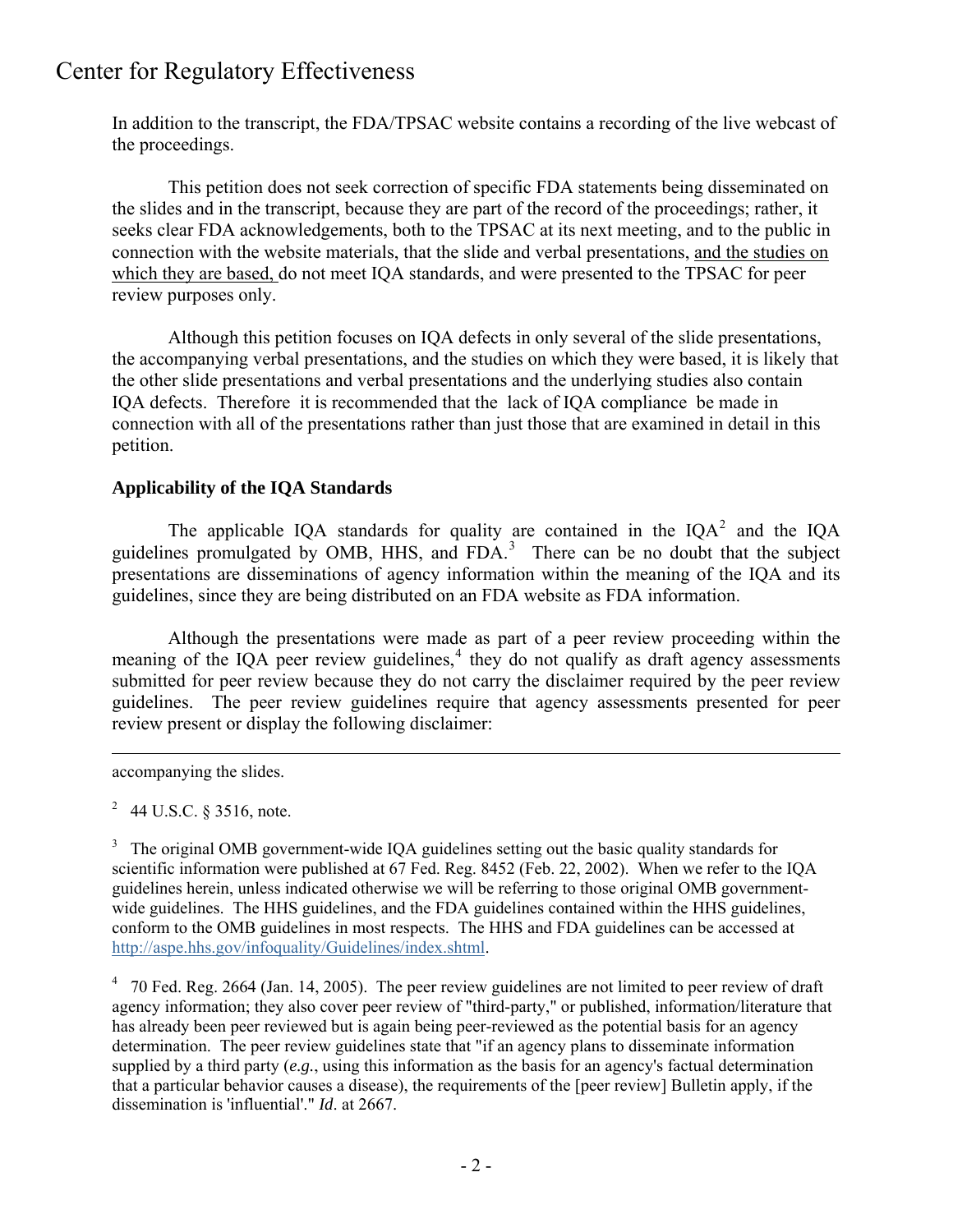In addition to the transcript, the FDA/TPSAC website contains a recording of the live webcast of the proceedings.

This petition does not seek correction of specific FDA statements being disseminated on the slides and in the transcript, because they are part of the record of the proceedings; rather, it seeks clear FDA acknowledgements, both to the TPSAC at its next meeting, and to the public in connection with the website materials, that the slide and verbal presentations, <u>and the studies on which they are based,</u> do not meet IQA standards, and were presented to the TPSAC for peer review purposes only.

Although this petition focuses on IQA defects in only several of the slide presentations, the accompanying verbal presentations, and the studies on which they were based, it is likely that the other slide presentations and verbal presentations and the underlying studies also contain IQA defects. Therefore it is recommended that the lack of IQA compliance be made in connection with all of the presentations rather than just those that are examined in detail in this petition.

**Applicability of the IQA Standards**

The applicable IQA standards for quality are contained in the IQA[2] and the IQA guidelines promulgated by OMB, HHS, and FDA.[3] There can be no doubt that the subject presentations are disseminations of agency information within the meaning of the IQA and its guidelines, since they are being distributed on an FDA website as FDA information.

Although the presentations were made as part of a peer review proceeding within the meaning of the IQA peer review guidelines,[4] they do not qualify as draft agency assessments submitted for peer review because they do not carry the disclaimer required by the peer review guidelines. The peer review guidelines require that agency assessments presented for peer review present or display the following disclaimer:

---

accompanying the slides.

[2] 44 U.S.C. § 3516, note.

[3] The original OMB government-wide IQA guidelines setting out the basic quality standards for scientific information were published at 67 Fed. Reg. 8452 (Feb. 22, 2002). When we refer to the IQA guidelines herein, unless indicated otherwise we will be referring to those original OMB government-wide guidelines. The HHS guidelines, and the FDA guidelines contained within the HHS guidelines, conform to the OMB guidelines in most respects. The HHS and FDA guidelines can be accessed at http://aspe.hhs.gov/infoquality/Guidelines/index.shtml.

[4] 70 Fed. Reg. 2664 (Jan. 14, 2005). The peer review guidelines are not limited to peer review of draft agency information; they also cover peer review of "third-party," or published, information/literature that has already been peer reviewed but is again being peer-reviewed as the potential basis for an agency determination. The peer review guidelines state that "if an agency plans to disseminate information supplied by a third party (*e.g.*, using this information as the basis for an agency's factual determination that a particular behavior causes a disease), the requirements of the [peer review] Bulletin apply, if the dissemination is 'influential'." *Id*. at 2667.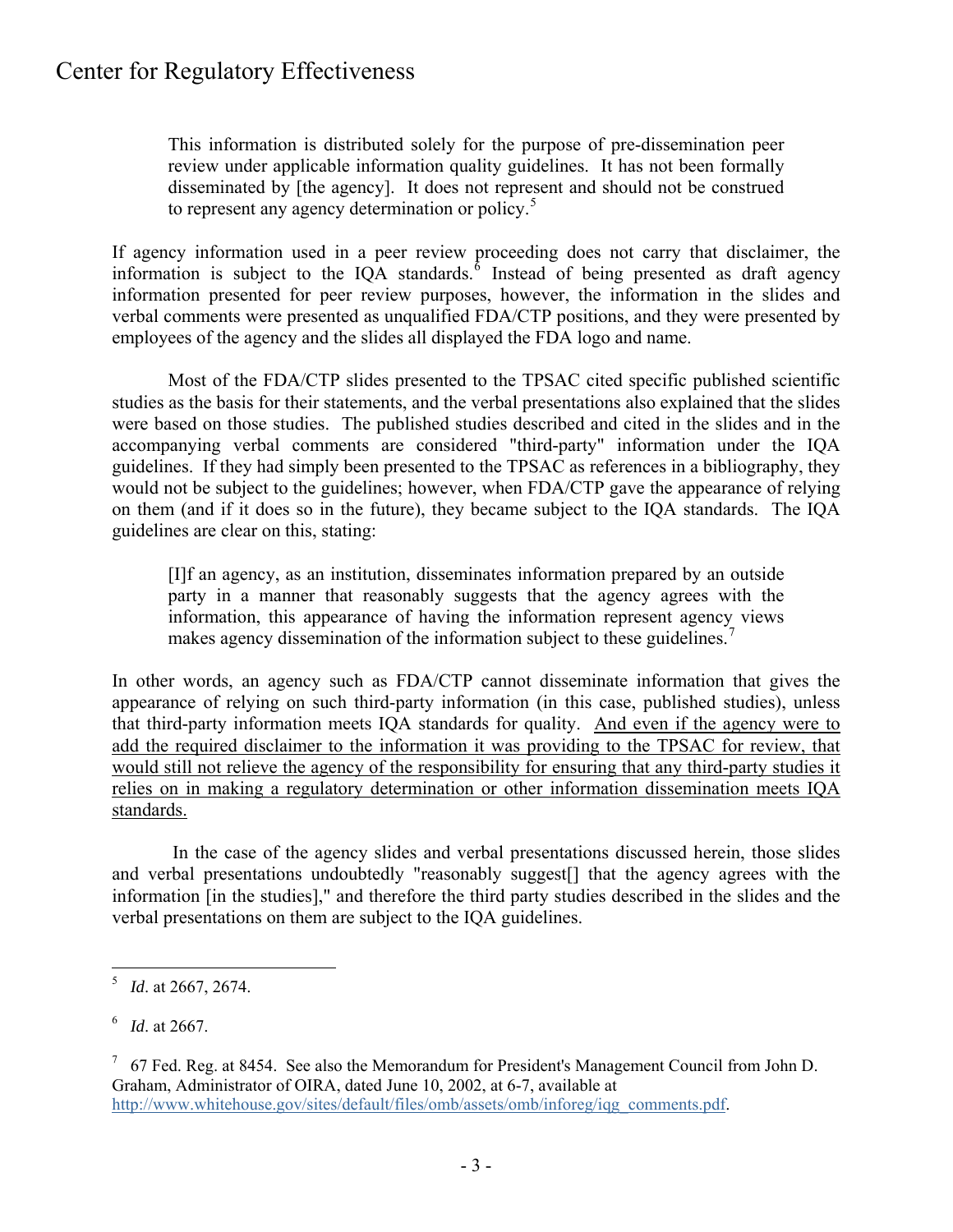> This information is distributed solely for the purpose of pre-dissemination peer review under applicable information quality guidelines. It has not been formally disseminated by [the agency]. It does not represent and should not be construed to represent any agency determination or policy.[5]

If agency information used in a peer review proceeding does not carry that disclaimer, the information is subject to the IQA standards.[6] Instead of being presented as draft agency information presented for peer review purposes, however, the information in the slides and verbal comments were presented as unqualified FDA/CTP positions, and they were presented by employees of the agency and the slides all displayed the FDA logo and name.

Most of the FDA/CTP slides presented to the TPSAC cited specific published scientific studies as the basis for their statements, and the verbal presentations also explained that the slides were based on those studies. The published studies described and cited in the slides and in the accompanying verbal comments are considered "third-party" information under the IQA guidelines. If they had simply been presented to the TPSAC as references in a bibliography, they would not be subject to the guidelines; however, when FDA/CTP gave the appearance of relying on them (and if it does so in the future), they became subject to the IQA standards. The IQA guidelines are clear on this, stating:

> [I]f an agency, as an institution, disseminates information prepared by an outside party in a manner that reasonably suggests that the agency agrees with the information, this appearance of having the information represent agency views makes agency dissemination of the information subject to these guidelines.[7]

In other words, an agency such as FDA/CTP cannot disseminate information that gives the appearance of relying on such third-party information (in this case, published studies), unless that third-party information meets IQA standards for quality. <u>And even if the agency were to add the required disclaimer to the information it was providing to the TPSAC for review, that would still not relieve the agency of the responsibility for ensuring that any third-party studies it relies on in making a regulatory determination or other information dissemination meets IQA standards.</u>

In the case of the agency slides and verbal presentations discussed herein, those slides and verbal presentations undoubtedly "reasonably suggest[] that the agency agrees with the information [in the studies]," and therefore the third party studies described in the slides and the verbal presentations on them are subject to the IQA guidelines.

---

[5] *Id*. at 2667, 2674.

[6] *Id*. at 2667.

[7] 67 Fed. Reg. at 8454. See also the Memorandum for President's Management Council from John D. Graham, Administrator of OIRA, dated June 10, 2002, at 6-7, available at http://www.whitehouse.gov/sites/default/files/omb/assets/omb/inforeg/iqg_comments.pdf.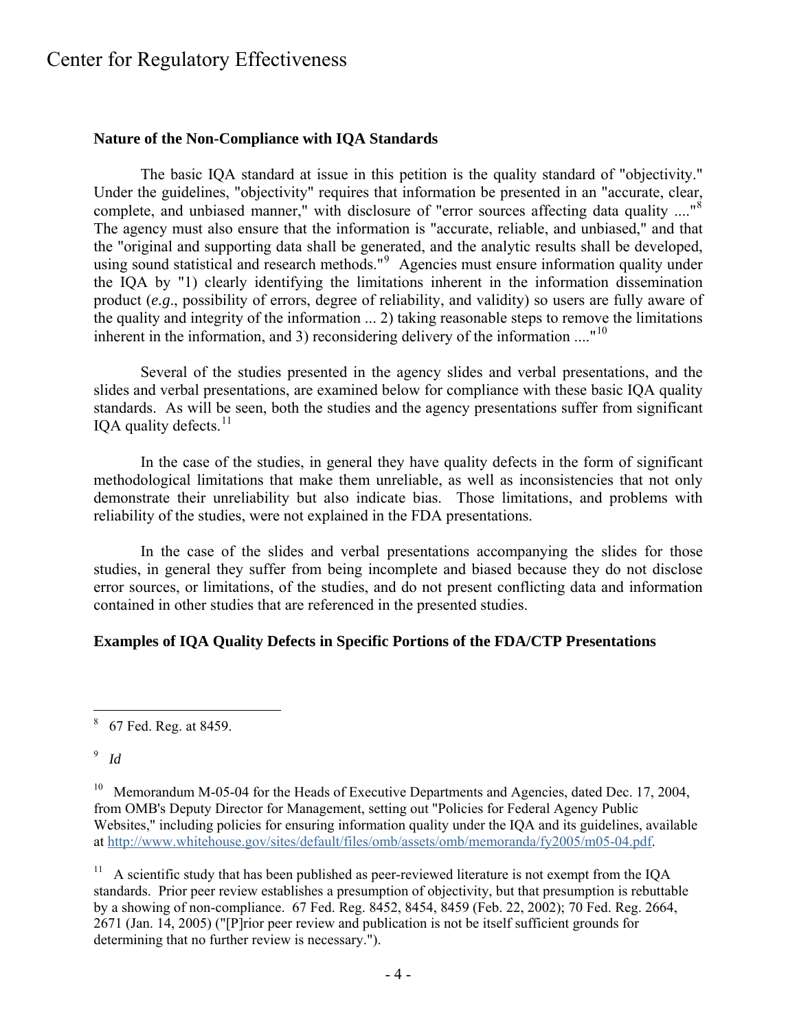**Nature of the Non-Compliance with IQA Standards**

The basic IQA standard at issue in this petition is the quality standard of "objectivity." Under the guidelines, "objectivity" requires that information be presented in an "accurate, clear, complete, and unbiased manner," with disclosure of "error sources affecting data quality ...."[8] The agency must also ensure that the information is "accurate, reliable, and unbiased," and that the "original and supporting data shall be generated, and the analytic results shall be developed, using sound statistical and research methods."[9] Agencies must ensure information quality under the IQA by "1) clearly identifying the limitations inherent in the information dissemination product (*e.g*., possibility of errors, degree of reliability, and validity) so users are fully aware of the quality and integrity of the information ... 2) taking reasonable steps to remove the limitations inherent in the information, and 3) reconsidering delivery of the information ...."[10]

Several of the studies presented in the agency slides and verbal presentations, and the slides and verbal presentations, are examined below for compliance with these basic IQA quality standards. As will be seen, both the studies and the agency presentations suffer from significant IQA quality defects.[11]

In the case of the studies, in general they have quality defects in the form of significant methodological limitations that make them unreliable, as well as inconsistencies that not only demonstrate their unreliability but also indicate bias. Those limitations, and problems with reliability of the studies, were not explained in the FDA presentations.

In the case of the slides and verbal presentations accompanying the slides for those studies, in general they suffer from being incomplete and biased because they do not disclose error sources, or limitations, of the studies, and do not present conflicting data and information contained in other studies that are referenced in the presented studies.

**Examples of IQA Quality Defects in Specific Portions of the FDA/CTP Presentations**

---

[8] 67 Fed. Reg. at 8459.

[9] *Id*

[10] Memorandum M-05-04 for the Heads of Executive Departments and Agencies, dated Dec. 17, 2004, from OMB's Deputy Director for Management, setting out "Policies for Federal Agency Public Websites," including policies for ensuring information quality under the IQA and its guidelines, available at http://www.whitehouse.gov/sites/default/files/omb/assets/omb/memoranda/fy2005/m05-04.pdf.

[11] A scientific study that has been published as peer-reviewed literature is not exempt from the IQA standards. Prior peer review establishes a presumption of objectivity, but that presumption is rebuttable by a showing of non-compliance. 67 Fed. Reg. 8452, 8454, 8459 (Feb. 22, 2002); 70 Fed. Reg. 2664, 2671 (Jan. 14, 2005) ("[P]rior peer review and publication is not be itself sufficient grounds for determining that no further review is necessary.").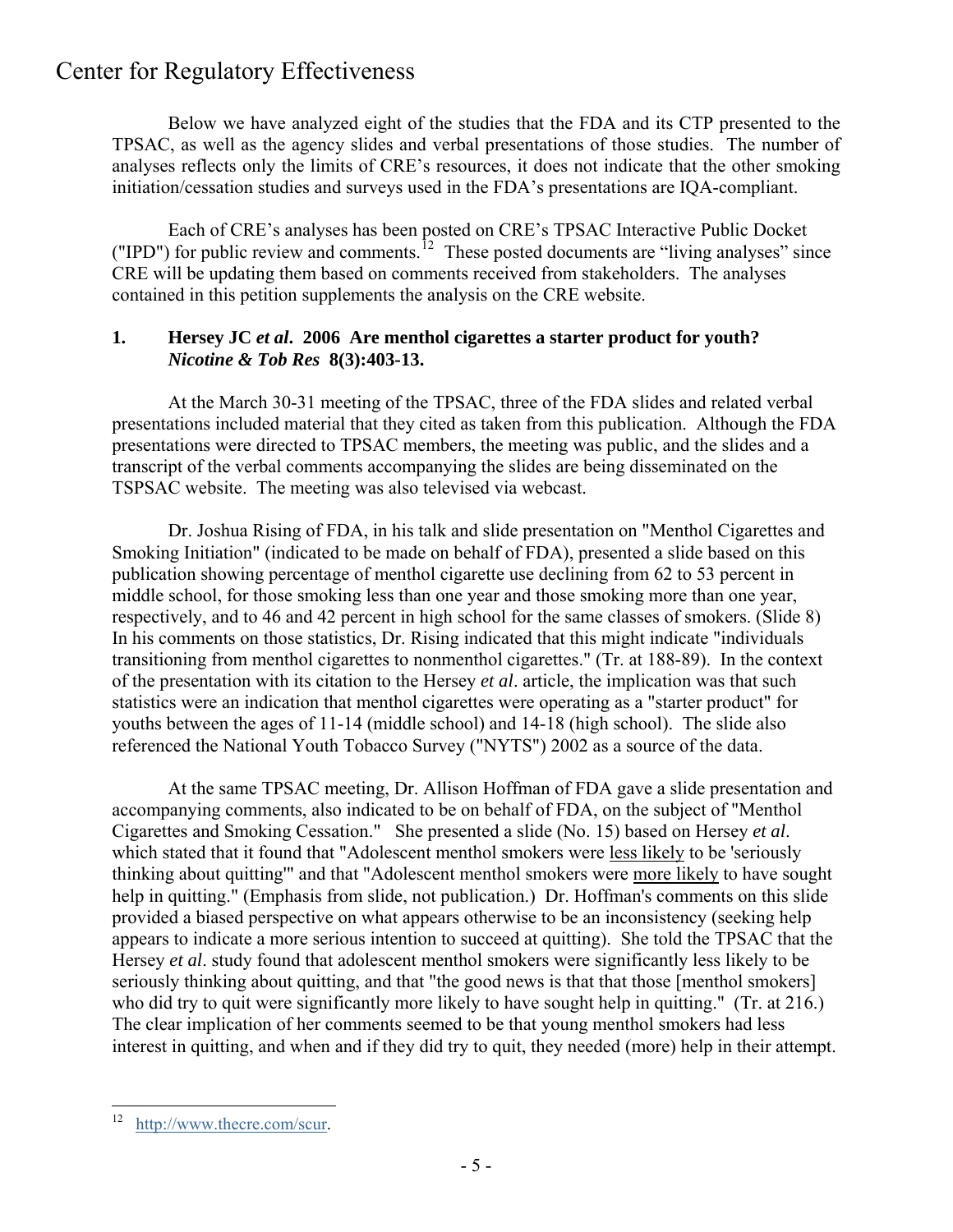Below we have analyzed eight of the studies that the FDA and its CTP presented to the TPSAC, as well as the agency slides and verbal presentations of those studies. The number of analyses reflects only the limits of CRE's resources, it does not indicate that the other smoking initiation/cessation studies and surveys used in the FDA's presentations are IQA-compliant.

Each of CRE's analyses has been posted on CRE's TPSAC Interactive Public Docket ("IPD") for public review and comments.[12] These posted documents are "living analyses" since CRE will be updating them based on comments received from stakeholders. The analyses contained in this petition supplements the analysis on the CRE website.

## 1. Hersey JC *et al*. 2006 Are menthol cigarettes a starter product for youth? *Nicotine & Tob Res* 8(3):403-13.

At the March 30-31 meeting of the TPSAC, three of the FDA slides and related verbal presentations included material that they cited as taken from this publication. Although the FDA presentations were directed to TPSAC members, the meeting was public, and the slides and a transcript of the verbal comments accompanying the slides are being disseminated on the TSPSAC website. The meeting was also televised via webcast.

Dr. Joshua Rising of FDA, in his talk and slide presentation on "Menthol Cigarettes and Smoking Initiation" (indicated to be made on behalf of FDA), presented a slide based on this publication showing percentage of menthol cigarette use declining from 62 to 53 percent in middle school, for those smoking less than one year and those smoking more than one year, respectively, and to 46 and 42 percent in high school for the same classes of smokers. (Slide 8) In his comments on those statistics, Dr. Rising indicated that this might indicate "individuals transitioning from menthol cigarettes to nonmenthol cigarettes." (Tr. at 188-89). In the context of the presentation with its citation to the Hersey *et al*. article, the implication was that such statistics were an indication that menthol cigarettes were operating as a "starter product" for youths between the ages of 11-14 (middle school) and 14-18 (high school). The slide also referenced the National Youth Tobacco Survey ("NYTS") 2002 as a source of the data.

At the same TPSAC meeting, Dr. Allison Hoffman of FDA gave a slide presentation and accompanying comments, also indicated to be on behalf of FDA, on the subject of "Menthol Cigarettes and Smoking Cessation." She presented a slide (No. 15) based on Hersey *et al*. which stated that it found that "Adolescent menthol smokers were less likely to be 'seriously thinking about quitting'" and that "Adolescent menthol smokers were more likely to have sought help in quitting." (Emphasis from slide, not publication.) Dr. Hoffman's comments on this slide provided a biased perspective on what appears otherwise to be an inconsistency (seeking help appears to indicate a more serious intention to succeed at quitting). She told the TPSAC that the Hersey *et al*. study found that adolescent menthol smokers were significantly less likely to be seriously thinking about quitting, and that "the good news is that that those [menthol smokers] who did try to quit were significantly more likely to have sought help in quitting." (Tr. at 216.) The clear implication of her comments seemed to be that young menthol smokers had less interest in quitting, and when and if they did try to quit, they needed (more) help in their attempt.

---

[12] http://www.thecre.com/scur.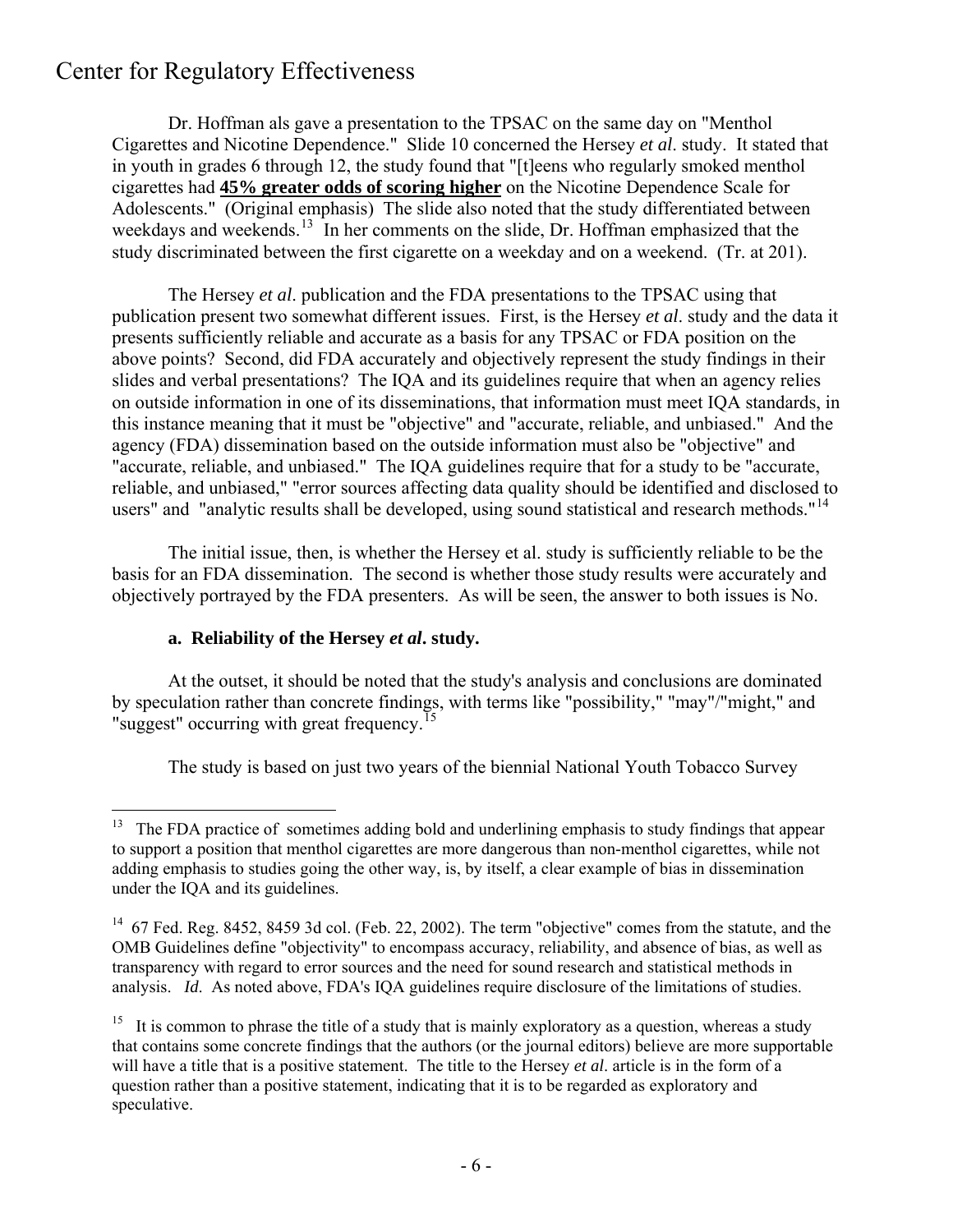Dr. Hoffman als gave a presentation to the TPSAC on the same day on "Menthol Cigarettes and Nicotine Dependence." Slide 10 concerned the Hersey *et al*. study. It stated that in youth in grades 6 through 12, the study found that "[t]eens who regularly smoked menthol cigarettes had **45% greater odds of scoring higher** on the Nicotine Dependence Scale for Adolescents." (Original emphasis) The slide also noted that the study differentiated between weekdays and weekends.[13] In her comments on the slide, Dr. Hoffman emphasized that the study discriminated between the first cigarette on a weekday and on a weekend. (Tr. at 201).

The Hersey *et al*. publication and the FDA presentations to the TPSAC using that publication present two somewhat different issues. First, is the Hersey *et al*. study and the data it presents sufficiently reliable and accurate as a basis for any TPSAC or FDA position on the above points? Second, did FDA accurately and objectively represent the study findings in their slides and verbal presentations? The IQA and its guidelines require that when an agency relies on outside information in one of its disseminations, that information must meet IQA standards, in this instance meaning that it must be "objective" and "accurate, reliable, and unbiased." And the agency (FDA) dissemination based on the outside information must also be "objective" and "accurate, reliable, and unbiased." The IQA guidelines require that for a study to be "accurate, reliable, and unbiased," "error sources affecting data quality should be identified and disclosed to users" and "analytic results shall be developed, using sound statistical and research methods."[14]

The initial issue, then, is whether the Hersey et al. study is sufficiently reliable to be the basis for an FDA dissemination. The second is whether those study results were accurately and objectively portrayed by the FDA presenters. As will be seen, the answer to both issues is No.

#### a. Reliability of the Hersey *et al*. study.

At the outset, it should be noted that the study's analysis and conclusions are dominated by speculation rather than concrete findings, with terms like "possibility," "may"/"might," and "suggest" occurring with great frequency.[15]

The study is based on just two years of the biennial National Youth Tobacco Survey

---

[13] The FDA practice of sometimes adding bold and underlining emphasis to study findings that appear to support a position that menthol cigarettes are more dangerous than non-menthol cigarettes, while not adding emphasis to studies going the other way, is, by itself, a clear example of bias in dissemination under the IQA and its guidelines.

[14] 67 Fed. Reg. 8452, 8459 3d col. (Feb. 22, 2002). The term "objective" comes from the statute, and the OMB Guidelines define "objectivity" to encompass accuracy, reliability, and absence of bias, as well as transparency with regard to error sources and the need for sound research and statistical methods in analysis. *Id*. As noted above, FDA's IQA guidelines require disclosure of the limitations of studies.

[15] It is common to phrase the title of a study that is mainly exploratory as a question, whereas a study that contains some concrete findings that the authors (or the journal editors) believe are more supportable will have a title that is a positive statement. The title to the Hersey *et al*. article is in the form of a question rather than a positive statement, indicating that it is to be regarded as exploratory and speculative.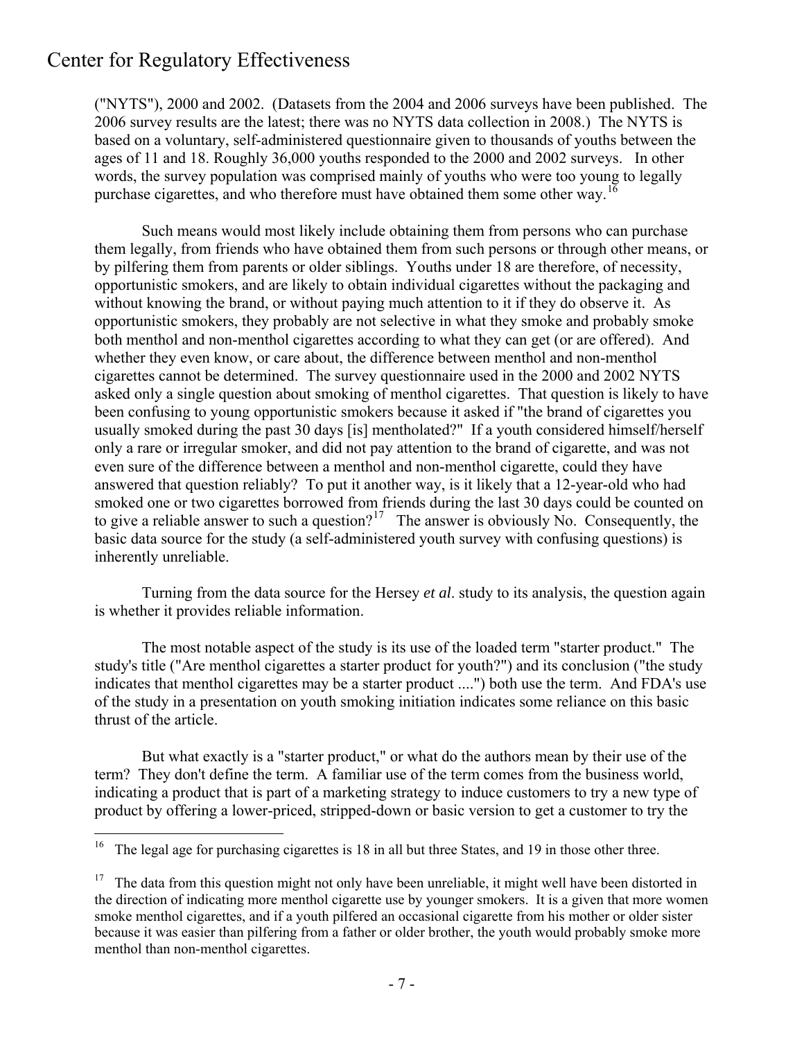("NYTS"), 2000 and 2002. (Datasets from the 2004 and 2006 surveys have been published. The 2006 survey results are the latest; there was no NYTS data collection in 2008.) The NYTS is based on a voluntary, self-administered questionnaire given to thousands of youths between the ages of 11 and 18. Roughly 36,000 youths responded to the 2000 and 2002 surveys. In other words, the survey population was comprised mainly of youths who were too young to legally purchase cigarettes, and who therefore must have obtained them some other way.[16]

Such means would most likely include obtaining them from persons who can purchase them legally, from friends who have obtained them from such persons or through other means, or by pilfering them from parents or older siblings. Youths under 18 are therefore, of necessity, opportunistic smokers, and are likely to obtain individual cigarettes without the packaging and without knowing the brand, or without paying much attention to it if they do observe it. As opportunistic smokers, they probably are not selective in what they smoke and probably smoke both menthol and non-menthol cigarettes according to what they can get (or are offered). And whether they even know, or care about, the difference between menthol and non-menthol cigarettes cannot be determined. The survey questionnaire used in the 2000 and 2002 NYTS asked only a single question about smoking of menthol cigarettes. That question is likely to have been confusing to young opportunistic smokers because it asked if "the brand of cigarettes you usually smoked during the past 30 days [is] mentholated?" If a youth considered himself/herself only a rare or irregular smoker, and did not pay attention to the brand of cigarette, and was not even sure of the difference between a menthol and non-menthol cigarette, could they have answered that question reliably? To put it another way, is it likely that a 12-year-old who had smoked one or two cigarettes borrowed from friends during the last 30 days could be counted on to give a reliable answer to such a question?[17] The answer is obviously No. Consequently, the basic data source for the study (a self-administered youth survey with confusing questions) is inherently unreliable.

Turning from the data source for the Hersey *et al*. study to its analysis, the question again is whether it provides reliable information.

The most notable aspect of the study is its use of the loaded term "starter product." The study's title ("Are menthol cigarettes a starter product for youth?") and its conclusion ("the study indicates that menthol cigarettes may be a starter product ....") both use the term. And FDA's use of the study in a presentation on youth smoking initiation indicates some reliance on this basic thrust of the article.

But what exactly is a "starter product," or what do the authors mean by their use of the term? They don't define the term. A familiar use of the term comes from the business world, indicating a product that is part of a marketing strategy to induce customers to try a new type of product by offering a lower-priced, stripped-down or basic version to get a customer to try the

---

[16] The legal age for purchasing cigarettes is 18 in all but three States, and 19 in those other three.

[17] The data from this question might not only have been unreliable, it might well have been distorted in the direction of indicating more menthol cigarette use by younger smokers. It is a given that more women smoke menthol cigarettes, and if a youth pilfered an occasional cigarette from his mother or older sister because it was easier than pilfering from a father or older brother, the youth would probably smoke more menthol than non-menthol cigarettes.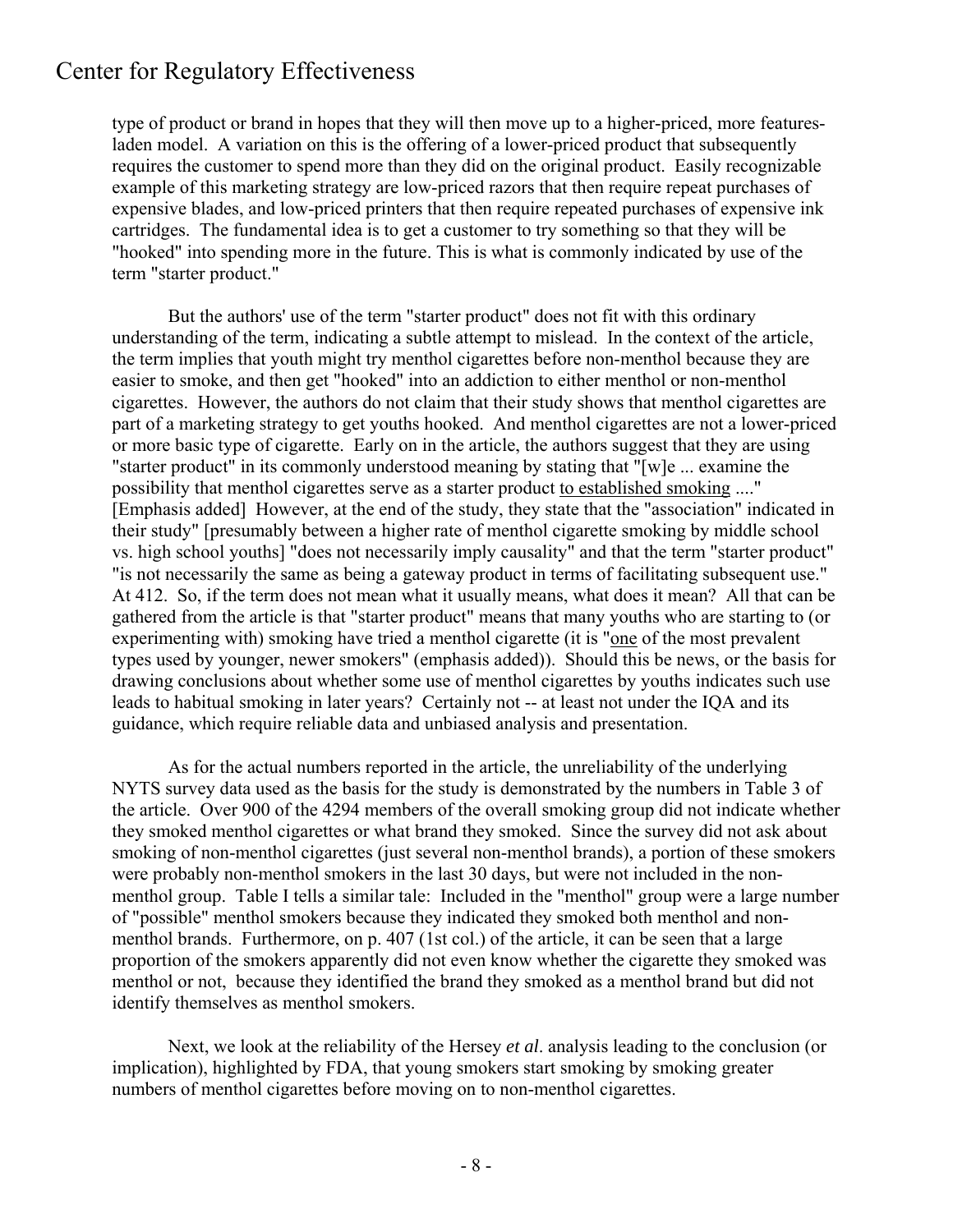type of product or brand in hopes that they will then move up to a higher-priced, more features-laden model. A variation on this is the offering of a lower-priced product that subsequently requires the customer to spend more than they did on the original product. Easily recognizable example of this marketing strategy are low-priced razors that then require repeat purchases of expensive blades, and low-priced printers that then require repeated purchases of expensive ink cartridges. The fundamental idea is to get a customer to try something so that they will be "hooked" into spending more in the future. This is what is commonly indicated by use of the term "starter product."

But the authors' use of the term "starter product" does not fit with this ordinary understanding of the term, indicating a subtle attempt to mislead. In the context of the article, the term implies that youth might try menthol cigarettes before non-menthol because they are easier to smoke, and then get "hooked" into an addiction to either menthol or non-menthol cigarettes. However, the authors do not claim that their study shows that menthol cigarettes are part of a marketing strategy to get youths hooked. And menthol cigarettes are not a lower-priced or more basic type of cigarette. Early on in the article, the authors suggest that they are using "starter product" in its commonly understood meaning by stating that "[w]e ... examine the possibility that menthol cigarettes serve as a starter product <u>to established smoking</u> ...." [Emphasis added] However, at the end of the study, they state that the "association" indicated in their study" [presumably between a higher rate of menthol cigarette smoking by middle school vs. high school youths] "does not necessarily imply causality" and that the term "starter product" "is not necessarily the same as being a gateway product in terms of facilitating subsequent use." At 412. So, if the term does not mean what it usually means, what does it mean? All that can be gathered from the article is that "starter product" means that many youths who are starting to (or experimenting with) smoking have tried a menthol cigarette (it is "<u>one</u> of the most prevalent types used by younger, newer smokers" (emphasis added)). Should this be news, or the basis for drawing conclusions about whether some use of menthol cigarettes by youths indicates such use leads to habitual smoking in later years? Certainly not -- at least not under the IQA and its guidance, which require reliable data and unbiased analysis and presentation.

As for the actual numbers reported in the article, the unreliability of the underlying NYTS survey data used as the basis for the study is demonstrated by the numbers in Table 3 of the article. Over 900 of the 4294 members of the overall smoking group did not indicate whether they smoked menthol cigarettes or what brand they smoked. Since the survey did not ask about smoking of non-menthol cigarettes (just several non-menthol brands), a portion of these smokers were probably non-menthol smokers in the last 30 days, but were not included in the non-menthol group. Table I tells a similar tale: Included in the "menthol" group were a large number of "possible" menthol smokers because they indicated they smoked both menthol and non-menthol brands. Furthermore, on p. 407 (1st col.) of the article, it can be seen that a large proportion of the smokers apparently did not even know whether the cigarette they smoked was menthol or not, because they identified the brand they smoked as a menthol brand but did not identify themselves as menthol smokers.

Next, we look at the reliability of the Hersey *et al*. analysis leading to the conclusion (or implication), highlighted by FDA, that young smokers start smoking by smoking greater numbers of menthol cigarettes before moving on to non-menthol cigarettes.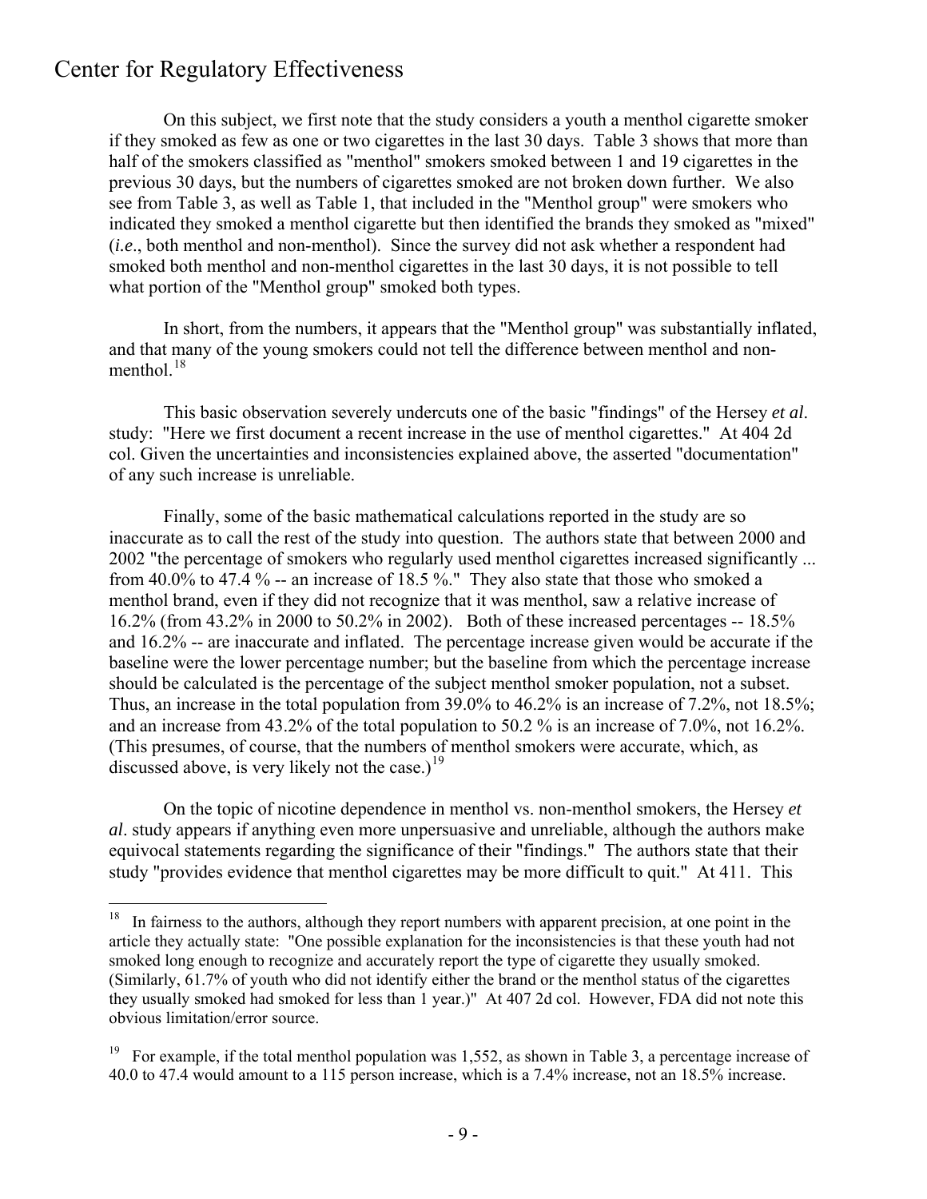On this subject, we first note that the study considers a youth a menthol cigarette smoker if they smoked as few as one or two cigarettes in the last 30 days. Table 3 shows that more than half of the smokers classified as "menthol" smokers smoked between 1 and 19 cigarettes in the previous 30 days, but the numbers of cigarettes smoked are not broken down further. We also see from Table 3, as well as Table 1, that included in the "Menthol group" were smokers who indicated they smoked a menthol cigarette but then identified the brands they smoked as "mixed" (*i.e*., both menthol and non-menthol). Since the survey did not ask whether a respondent had smoked both menthol and non-menthol cigarettes in the last 30 days, it is not possible to tell what portion of the "Menthol group" smoked both types.

In short, from the numbers, it appears that the "Menthol group" was substantially inflated, and that many of the young smokers could not tell the difference between menthol and non-menthol.[18]

This basic observation severely undercuts one of the basic "findings" of the Hersey *et al*. study: "Here we first document a recent increase in the use of menthol cigarettes." At 404 2d col. Given the uncertainties and inconsistencies explained above, the asserted "documentation" of any such increase is unreliable.

Finally, some of the basic mathematical calculations reported in the study are so inaccurate as to call the rest of the study into question. The authors state that between 2000 and 2002 "the percentage of smokers who regularly used menthol cigarettes increased significantly ... from 40.0% to 47.4 % -- an increase of 18.5 %." They also state that those who smoked a menthol brand, even if they did not recognize that it was menthol, saw a relative increase of 16.2% (from 43.2% in 2000 to 50.2% in 2002). Both of these increased percentages -- 18.5% and 16.2% -- are inaccurate and inflated. The percentage increase given would be accurate if the baseline were the lower percentage number; but the baseline from which the percentage increase should be calculated is the percentage of the subject menthol smoker population, not a subset. Thus, an increase in the total population from 39.0% to 46.2% is an increase of 7.2%, not 18.5%; and an increase from 43.2% of the total population to 50.2 % is an increase of 7.0%, not 16.2%. (This presumes, of course, that the numbers of menthol smokers were accurate, which, as discussed above, is very likely not the case.)[19]

On the topic of nicotine dependence in menthol vs. non-menthol smokers, the Hersey *et al*. study appears if anything even more unpersuasive and unreliable, although the authors make equivocal statements regarding the significance of their "findings." The authors state that their study "provides evidence that menthol cigarettes may be more difficult to quit." At 411. This

---

[18] In fairness to the authors, although they report numbers with apparent precision, at one point in the article they actually state: "One possible explanation for the inconsistencies is that these youth had not smoked long enough to recognize and accurately report the type of cigarette they usually smoked. (Similarly, 61.7% of youth who did not identify either the brand or the menthol status of the cigarettes they usually smoked had smoked for less than 1 year.)" At 407 2d col. However, FDA did not note this obvious limitation/error source.

[19] For example, if the total menthol population was 1,552, as shown in Table 3, a percentage increase of 40.0 to 47.4 would amount to a 115 person increase, which is a 7.4% increase, not an 18.5% increase.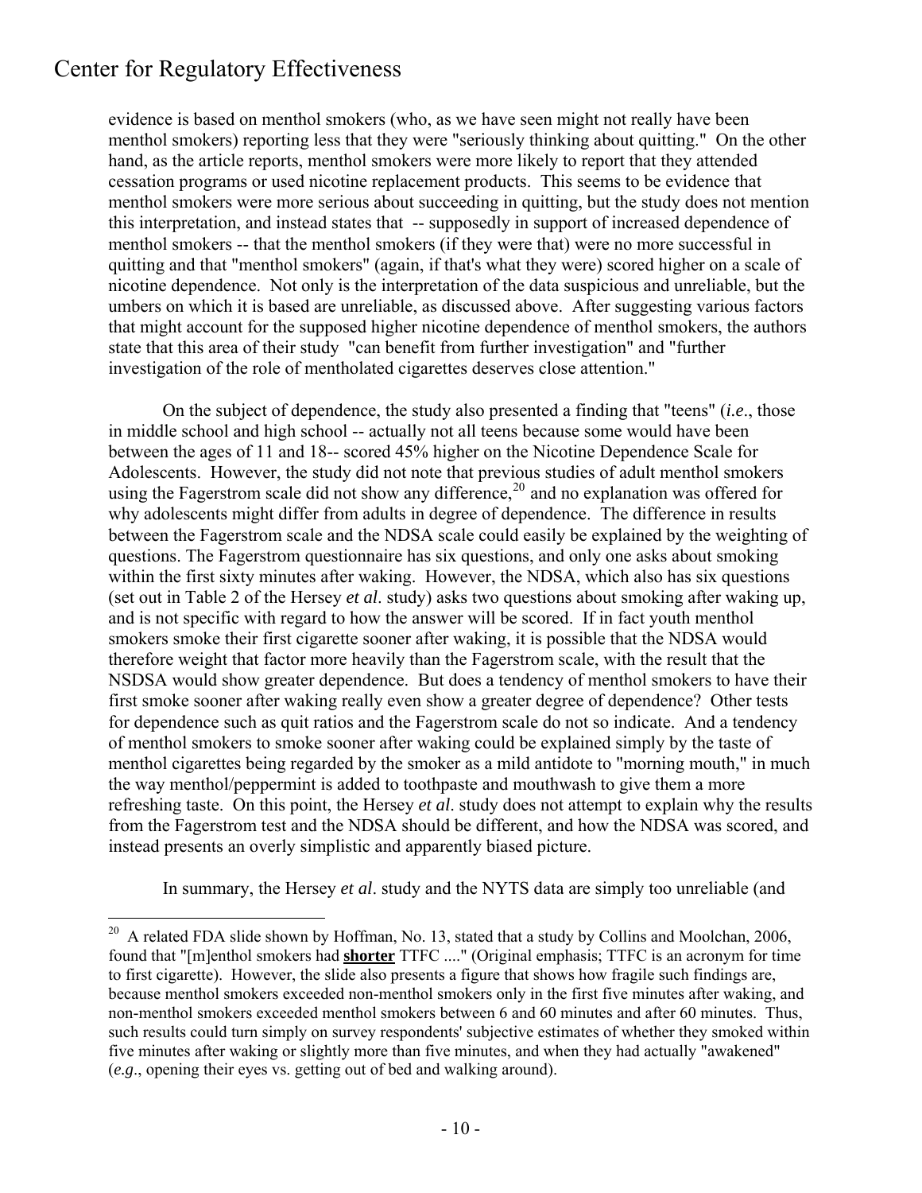evidence is based on menthol smokers (who, as we have seen might not really have been menthol smokers) reporting less that they were "seriously thinking about quitting." On the other hand, as the article reports, menthol smokers were more likely to report that they attended cessation programs or used nicotine replacement products. This seems to be evidence that menthol smokers were more serious about succeeding in quitting, but the study does not mention this interpretation, and instead states that -- supposedly in support of increased dependence of menthol smokers -- that the menthol smokers (if they were that) were no more successful in quitting and that "menthol smokers" (again, if that's what they were) scored higher on a scale of nicotine dependence. Not only is the interpretation of the data suspicious and unreliable, but the umbers on which it is based are unreliable, as discussed above. After suggesting various factors that might account for the supposed higher nicotine dependence of menthol smokers, the authors state that this area of their study "can benefit from further investigation" and "further investigation of the role of mentholated cigarettes deserves close attention."

On the subject of dependence, the study also presented a finding that "teens" (*i.e*., those in middle school and high school -- actually not all teens because some would have been between the ages of 11 and 18-- scored 45% higher on the Nicotine Dependence Scale for Adolescents. However, the study did not note that previous studies of adult menthol smokers using the Fagerstrom scale did not show any difference,[20] and no explanation was offered for why adolescents might differ from adults in degree of dependence. The difference in results between the Fagerstrom scale and the NDSA scale could easily be explained by the weighting of questions. The Fagerstrom questionnaire has six questions, and only one asks about smoking within the first sixty minutes after waking. However, the NDSA, which also has six questions (set out in Table 2 of the Hersey *et al*. study) asks two questions about smoking after waking up, and is not specific with regard to how the answer will be scored. If in fact youth menthol smokers smoke their first cigarette sooner after waking, it is possible that the NDSA would therefore weight that factor more heavily than the Fagerstrom scale, with the result that the NSDSA would show greater dependence. But does a tendency of menthol smokers to have their first smoke sooner after waking really even show a greater degree of dependence? Other tests for dependence such as quit ratios and the Fagerstrom scale do not so indicate. And a tendency of menthol smokers to smoke sooner after waking could be explained simply by the taste of menthol cigarettes being regarded by the smoker as a mild antidote to "morning mouth," in much the way menthol/peppermint is added to toothpaste and mouthwash to give them a more refreshing taste. On this point, the Hersey *et al*. study does not attempt to explain why the results from the Fagerstrom test and the NDSA should be different, and how the NDSA was scored, and instead presents an overly simplistic and apparently biased picture.

In summary, the Hersey *et al*. study and the NYTS data are simply too unreliable (and

[20] A related FDA slide shown by Hoffman, No. 13, stated that a study by Collins and Moolchan, 2006, found that "[m]enthol smokers had **shorter** TTFC ...." (Original emphasis; TTFC is an acronym for time to first cigarette). However, the slide also presents a figure that shows how fragile such findings are, because menthol smokers exceeded non-menthol smokers only in the first five minutes after waking, and non-menthol smokers exceeded menthol smokers between 6 and 60 minutes and after 60 minutes. Thus, such results could turn simply on survey respondents' subjective estimates of whether they smoked within five minutes after waking or slightly more than five minutes, and when they had actually "awakened" (*e.g*., opening their eyes vs. getting out of bed and walking around).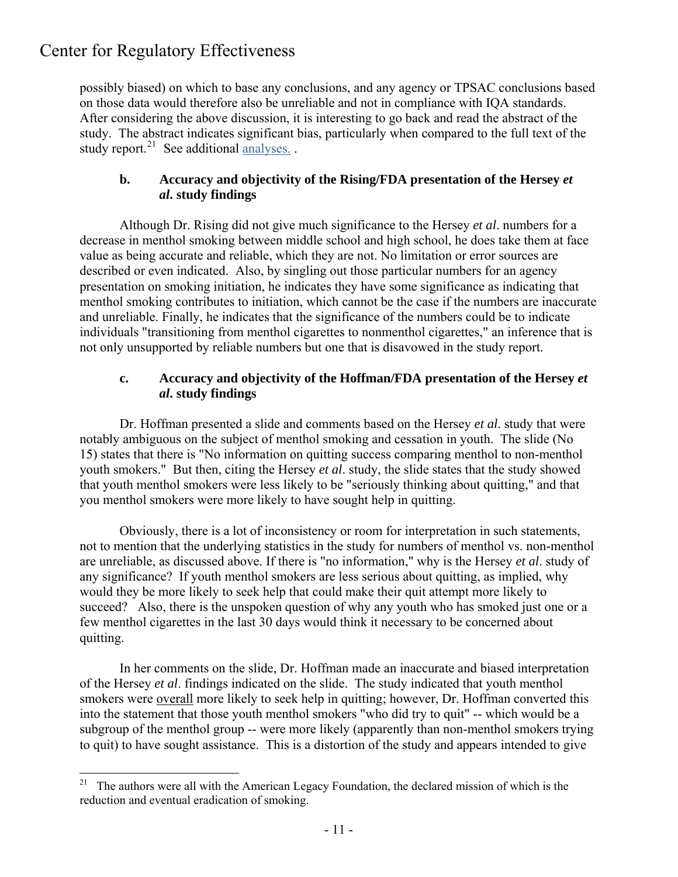possibly biased) on which to base any conclusions, and any agency or TPSAC conclusions based on those data would therefore also be unreliable and not in compliance with IQA standards. After considering the above discussion, it is interesting to go back and read the abstract of the study. The abstract indicates significant bias, particularly when compared to the full text of the study report.[21] See additional analyses. .

### b. Accuracy and objectivity of the Rising/FDA presentation of the Hersey *et al*. study findings

Although Dr. Rising did not give much significance to the Hersey *et al*. numbers for a decrease in menthol smoking between middle school and high school, he does take them at face value as being accurate and reliable, which they are not. No limitation or error sources are described or even indicated. Also, by singling out those particular numbers for an agency presentation on smoking initiation, he indicates they have some significance as indicating that menthol smoking contributes to initiation, which cannot be the case if the numbers are inaccurate and unreliable. Finally, he indicates that the significance of the numbers could be to indicate individuals "transitioning from menthol cigarettes to nonmenthol cigarettes," an inference that is not only unsupported by reliable numbers but one that is disavowed in the study report.

### c. Accuracy and objectivity of the Hoffman/FDA presentation of the Hersey *et al*. study findings

Dr. Hoffman presented a slide and comments based on the Hersey *et al*. study that were notably ambiguous on the subject of menthol smoking and cessation in youth. The slide (No 15) states that there is "No information on quitting success comparing menthol to non-menthol youth smokers." But then, citing the Hersey *et al*. study, the slide states that the study showed that youth menthol smokers were less likely to be "seriously thinking about quitting," and that you menthol smokers were more likely to have sought help in quitting.

Obviously, there is a lot of inconsistency or room for interpretation in such statements, not to mention that the underlying statistics in the study for numbers of menthol vs. non-menthol are unreliable, as discussed above. If there is "no information," why is the Hersey *et al*. study of any significance? If youth menthol smokers are less serious about quitting, as implied, why would they be more likely to seek help that could make their quit attempt more likely to succeed? Also, there is the unspoken question of why any youth who has smoked just one or a few menthol cigarettes in the last 30 days would think it necessary to be concerned about quitting.

In her comments on the slide, Dr. Hoffman made an inaccurate and biased interpretation of the Hersey *et al*. findings indicated on the slide. The study indicated that youth menthol smokers were <u>overall</u> more likely to seek help in quitting; however, Dr. Hoffman converted this into the statement that those youth menthol smokers "who did try to quit" -- which would be a subgroup of the menthol group -- were more likely (apparently than non-menthol smokers trying to quit) to have sought assistance. This is a distortion of the study and appears intended to give

---

[21] The authors were all with the American Legacy Foundation, the declared mission of which is the reduction and eventual eradication of smoking.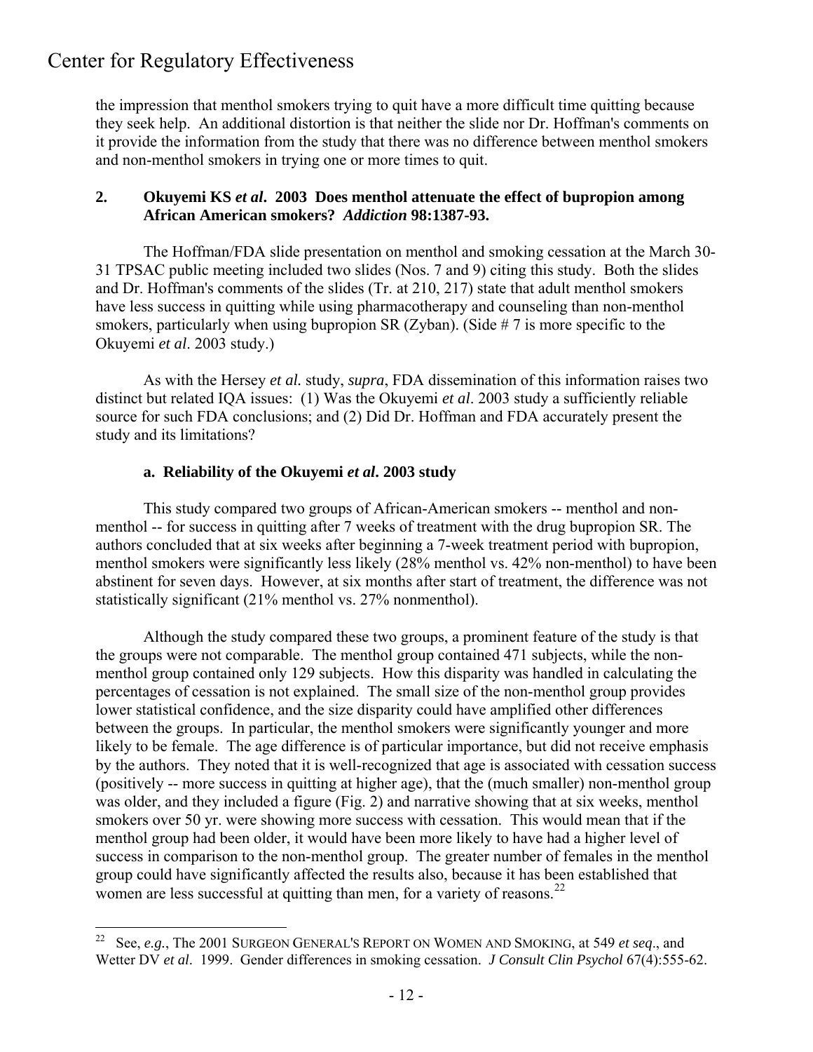the impression that menthol smokers trying to quit have a more difficult time quitting because they seek help. An additional distortion is that neither the slide nor Dr. Hoffman's comments on it provide the information from the study that there was no difference between menthol smokers and non-menthol smokers in trying one or more times to quit.

### 2. Okuyemi KS *et al*. 2003 Does menthol attenuate the effect of bupropion among African American smokers? *Addiction* 98:1387-93.

The Hoffman/FDA slide presentation on menthol and smoking cessation at the March 30-31 TPSAC public meeting included two slides (Nos. 7 and 9) citing this study. Both the slides and Dr. Hoffman's comments of the slides (Tr. at 210, 217) state that adult menthol smokers have less success in quitting while using pharmacotherapy and counseling than non-menthol smokers, particularly when using bupropion SR (Zyban). (Side # 7 is more specific to the Okuyemi *et al*. 2003 study.)

As with the Hersey *et al.* study, *supra*, FDA dissemination of this information raises two distinct but related IQA issues: (1) Was the Okuyemi *et al*. 2003 study a sufficiently reliable source for such FDA conclusions; and (2) Did Dr. Hoffman and FDA accurately present the study and its limitations?

#### a. Reliability of the Okuyemi *et al*. 2003 study

This study compared two groups of African-American smokers -- menthol and non-menthol -- for success in quitting after 7 weeks of treatment with the drug bupropion SR. The authors concluded that at six weeks after beginning a 7-week treatment period with bupropion, menthol smokers were significantly less likely (28% menthol vs. 42% non-menthol) to have been abstinent for seven days. However, at six months after start of treatment, the difference was not statistically significant (21% menthol vs. 27% nonmenthol).

Although the study compared these two groups, a prominent feature of the study is that the groups were not comparable. The menthol group contained 471 subjects, while the non-menthol group contained only 129 subjects. How this disparity was handled in calculating the percentages of cessation is not explained. The small size of the non-menthol group provides lower statistical confidence, and the size disparity could have amplified other differences between the groups. In particular, the menthol smokers were significantly younger and more likely to be female. The age difference is of particular importance, but did not receive emphasis by the authors. They noted that it is well-recognized that age is associated with cessation success (positively -- more success in quitting at higher age), that the (much smaller) non-menthol group was older, and they included a figure (Fig. 2) and narrative showing that at six weeks, menthol smokers over 50 yr. were showing more success with cessation. This would mean that if the menthol group had been older, it would have been more likely to have had a higher level of success in comparison to the non-menthol group. The greater number of females in the menthol group could have significantly affected the results also, because it has been established that women are less successful at quitting than men, for a variety of reasons.[22]

---

[22] See, *e.g.*, The 2001 SURGEON GENERAL'S REPORT ON WOMEN AND SMOKING, at 549 *et seq*., and Wetter DV *et al*. 1999. Gender differences in smoking cessation. *J Consult Clin Psychol* 67(4):555-62.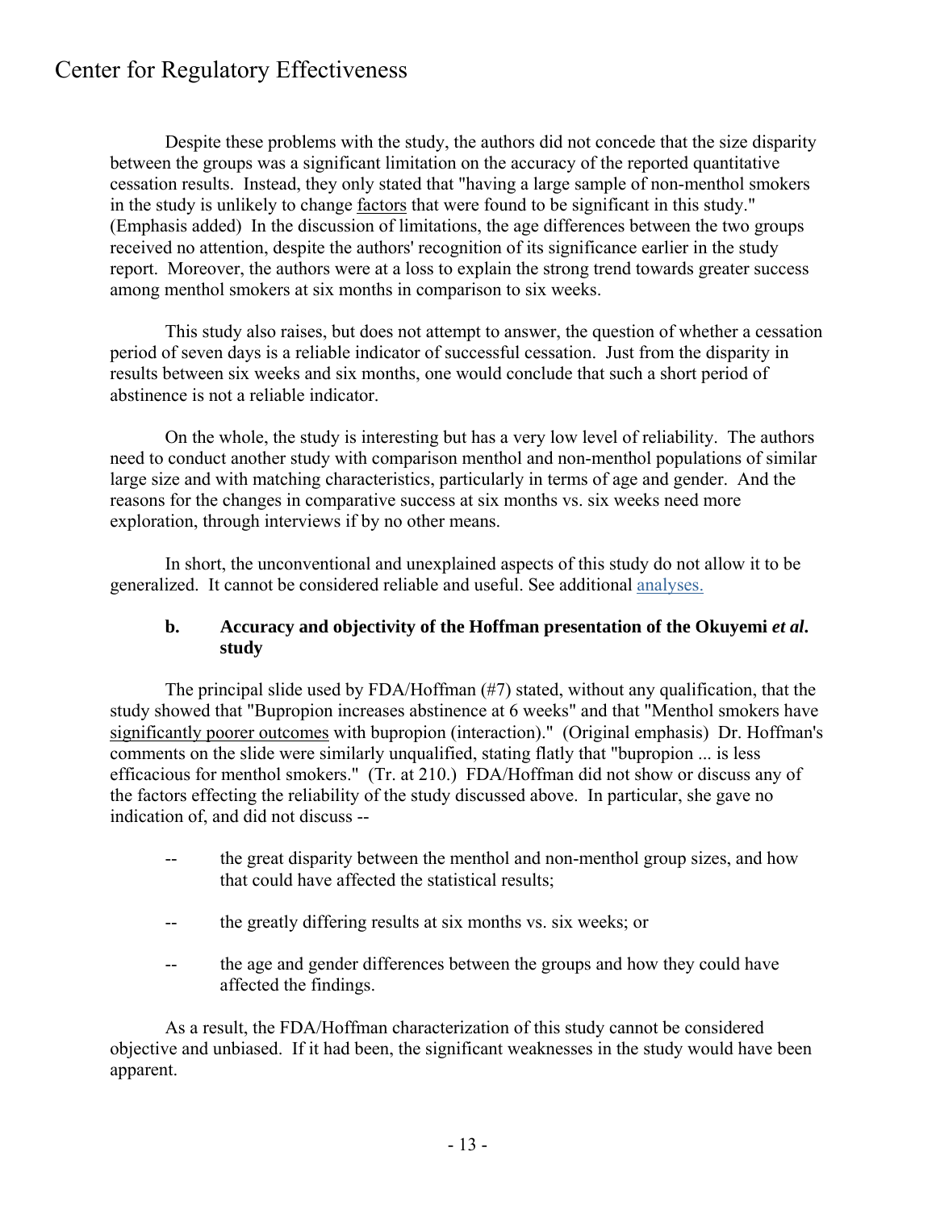Despite these problems with the study, the authors did not concede that the size disparity between the groups was a significant limitation on the accuracy of the reported quantitative cessation results. Instead, they only stated that "having a large sample of non-menthol smokers in the study is unlikely to change <u>factors</u> that were found to be significant in this study." (Emphasis added) In the discussion of limitations, the age differences between the two groups received no attention, despite the authors' recognition of its significance earlier in the study report. Moreover, the authors were at a loss to explain the strong trend towards greater success among menthol smokers at six months in comparison to six weeks.

This study also raises, but does not attempt to answer, the question of whether a cessation period of seven days is a reliable indicator of successful cessation. Just from the disparity in results between six weeks and six months, one would conclude that such a short period of abstinence is not a reliable indicator.

On the whole, the study is interesting but has a very low level of reliability. The authors need to conduct another study with comparison menthol and non-menthol populations of similar large size and with matching characteristics, particularly in terms of age and gender. And the reasons for the changes in comparative success at six months vs. six weeks need more exploration, through interviews if by no other means.

In short, the unconventional and unexplained aspects of this study do not allow it to be generalized. It cannot be considered reliable and useful. See additional analyses.

### b. Accuracy and objectivity of the Hoffman presentation of the Okuyemi *et al*. study

The principal slide used by FDA/Hoffman (#7) stated, without any qualification, that the study showed that "Bupropion increases abstinence at 6 weeks" and that "Menthol smokers have <u>significantly poorer outcomes</u> with bupropion (interaction)." (Original emphasis) Dr. Hoffman's comments on the slide were similarly unqualified, stating flatly that "bupropion ... is less efficacious for menthol smokers." (Tr. at 210.) FDA/Hoffman did not show or discuss any of the factors effecting the reliability of the study discussed above. In particular, she gave no indication of, and did not discuss --

- the great disparity between the menthol and non-menthol group sizes, and how that could have affected the statistical results;
- the greatly differing results at six months vs. six weeks; or
- the age and gender differences between the groups and how they could have affected the findings.

As a result, the FDA/Hoffman characterization of this study cannot be considered objective and unbiased. If it had been, the significant weaknesses in the study would have been apparent.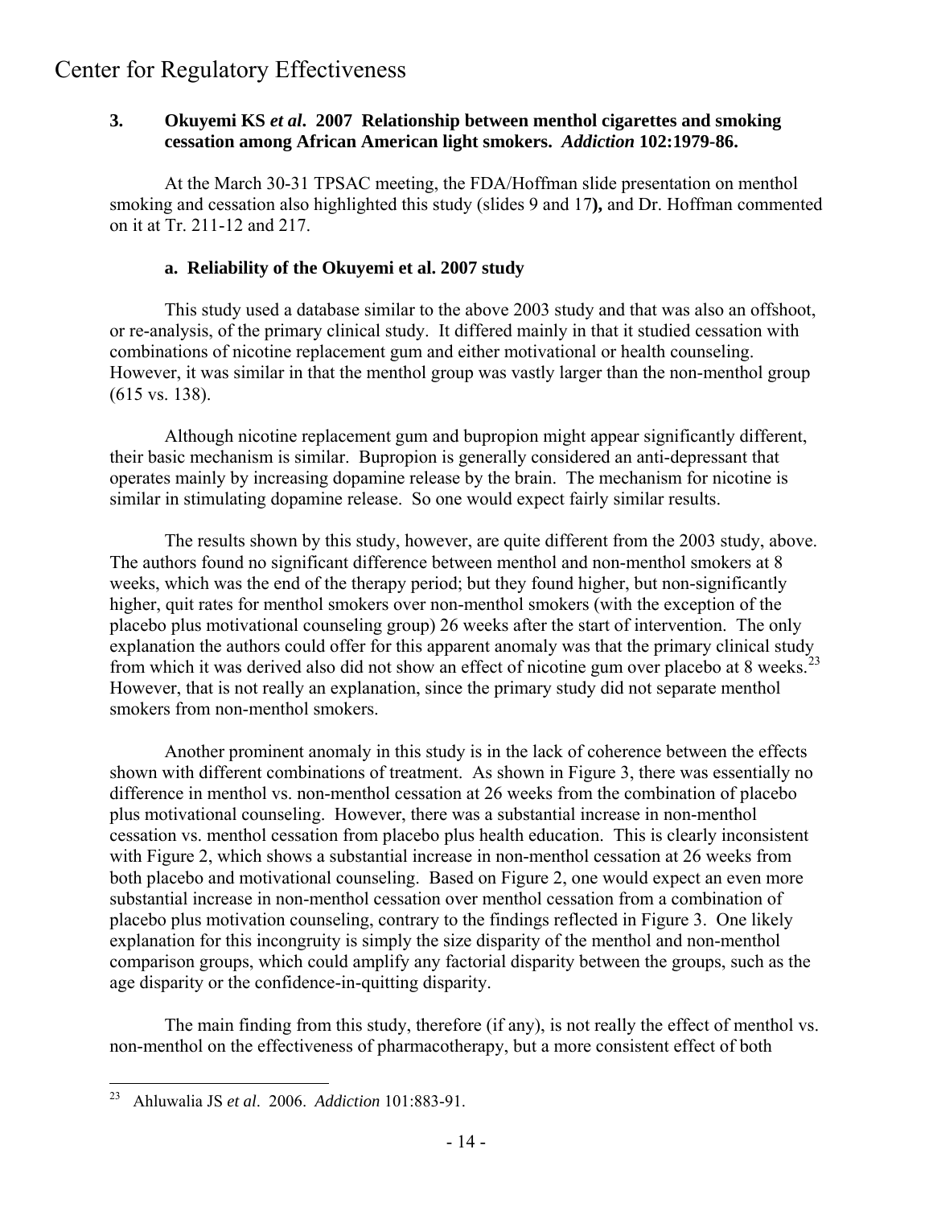### 3. Okuyemi KS *et al*. 2007 Relationship between menthol cigarettes and smoking cessation among African American light smokers. *Addiction* 102:1979-86.

At the March 30-31 TPSAC meeting, the FDA/Hoffman slide presentation on menthol smoking and cessation also highlighted this study (slides 9 and 17**)**, and Dr. Hoffman commented on it at Tr. 211-12 and 217.

#### a. Reliability of the Okuyemi et al. 2007 study

This study used a database similar to the above 2003 study and that was also an offshoot, or re-analysis, of the primary clinical study. It differed mainly in that it studied cessation with combinations of nicotine replacement gum and either motivational or health counseling. However, it was similar in that the menthol group was vastly larger than the non-menthol group (615 vs. 138).

Although nicotine replacement gum and bupropion might appear significantly different, their basic mechanism is similar. Bupropion is generally considered an anti-depressant that operates mainly by increasing dopamine release by the brain. The mechanism for nicotine is similar in stimulating dopamine release. So one would expect fairly similar results.

The results shown by this study, however, are quite different from the 2003 study, above. The authors found no significant difference between menthol and non-menthol smokers at 8 weeks, which was the end of the therapy period; but they found higher, but non-significantly higher, quit rates for menthol smokers over non-menthol smokers (with the exception of the placebo plus motivational counseling group) 26 weeks after the start of intervention. The only explanation the authors could offer for this apparent anomaly was that the primary clinical study from which it was derived also did not show an effect of nicotine gum over placebo at 8 weeks.[23] However, that is not really an explanation, since the primary study did not separate menthol smokers from non-menthol smokers.

Another prominent anomaly in this study is in the lack of coherence between the effects shown with different combinations of treatment. As shown in Figure 3, there was essentially no difference in menthol vs. non-menthol cessation at 26 weeks from the combination of placebo plus motivational counseling. However, there was a substantial increase in non-menthol cessation vs. menthol cessation from placebo plus health education. This is clearly inconsistent with Figure 2, which shows a substantial increase in non-menthol cessation at 26 weeks from both placebo and motivational counseling. Based on Figure 2, one would expect an even more substantial increase in non-menthol cessation over menthol cessation from a combination of placebo plus motivation counseling, contrary to the findings reflected in Figure 3. One likely explanation for this incongruity is simply the size disparity of the menthol and non-menthol comparison groups, which could amplify any factorial disparity between the groups, such as the age disparity or the confidence-in-quitting disparity.

The main finding from this study, therefore (if any), is not really the effect of menthol vs. non-menthol on the effectiveness of pharmacotherapy, but a more consistent effect of both

---

[23] Ahluwalia JS *et al*. 2006. *Addiction* 101:883-91.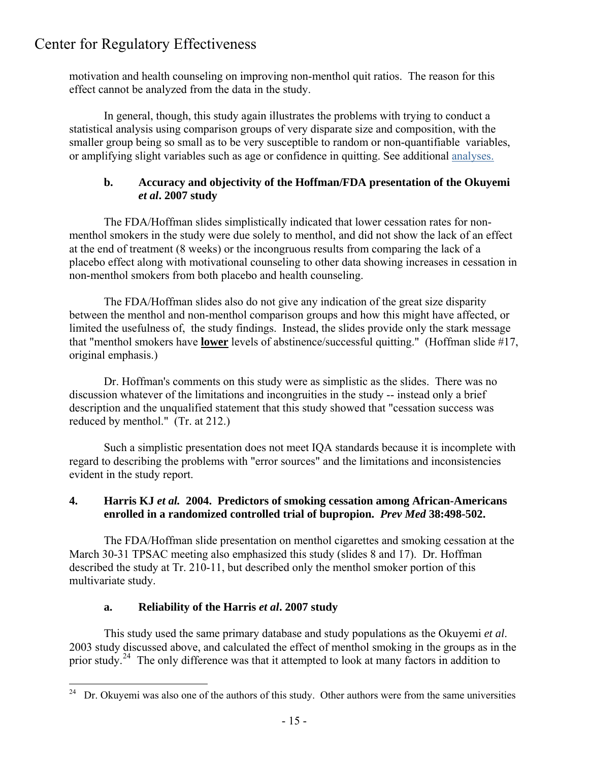motivation and health counseling on improving non-menthol quit ratios. The reason for this effect cannot be analyzed from the data in the study.

In general, though, this study again illustrates the problems with trying to conduct a statistical analysis using comparison groups of very disparate size and composition, with the smaller group being so small as to be very susceptible to random or non-quantifiable variables, or amplifying slight variables such as age or confidence in quitting. See additional analyses.

### b. Accuracy and objectivity of the Hoffman/FDA presentation of the Okuyemi *et al*. 2007 study

The FDA/Hoffman slides simplistically indicated that lower cessation rates for non-menthol smokers in the study were due solely to menthol, and did not show the lack of an effect at the end of treatment (8 weeks) or the incongruous results from comparing the lack of a placebo effect along with motivational counseling to other data showing increases in cessation in non-menthol smokers from both placebo and health counseling.

The FDA/Hoffman slides also do not give any indication of the great size disparity between the menthol and non-menthol comparison groups and how this might have affected, or limited the usefulness of, the study findings. Instead, the slides provide only the stark message that "menthol smokers have **lower** levels of abstinence/successful quitting." (Hoffman slide #17, original emphasis.)

Dr. Hoffman's comments on this study were as simplistic as the slides. There was no discussion whatever of the limitations and incongruities in the study -- instead only a brief description and the unqualified statement that this study showed that "cessation success was reduced by menthol." (Tr. at 212.)

Such a simplistic presentation does not meet IQA standards because it is incomplete with regard to describing the problems with "error sources" and the limitations and inconsistencies evident in the study report.

## 4. Harris KJ *et al.* 2004. Predictors of smoking cessation among African-Americans enrolled in a randomized controlled trial of bupropion. *Prev Med* 38:498-502.

The FDA/Hoffman slide presentation on menthol cigarettes and smoking cessation at the March 30-31 TPSAC meeting also emphasized this study (slides 8 and 17). Dr. Hoffman described the study at Tr. 210-11, but described only the menthol smoker portion of this multivariate study.

### a. Reliability of the Harris *et al*. 2007 study

This study used the same primary database and study populations as the Okuyemi *et al*. 2003 study discussed above, and calculated the effect of menthol smoking in the groups as in the prior study.[24] The only difference was that it attempted to look at many factors in addition to

[24] Dr. Okuyemi was also one of the authors of this study. Other authors were from the same universities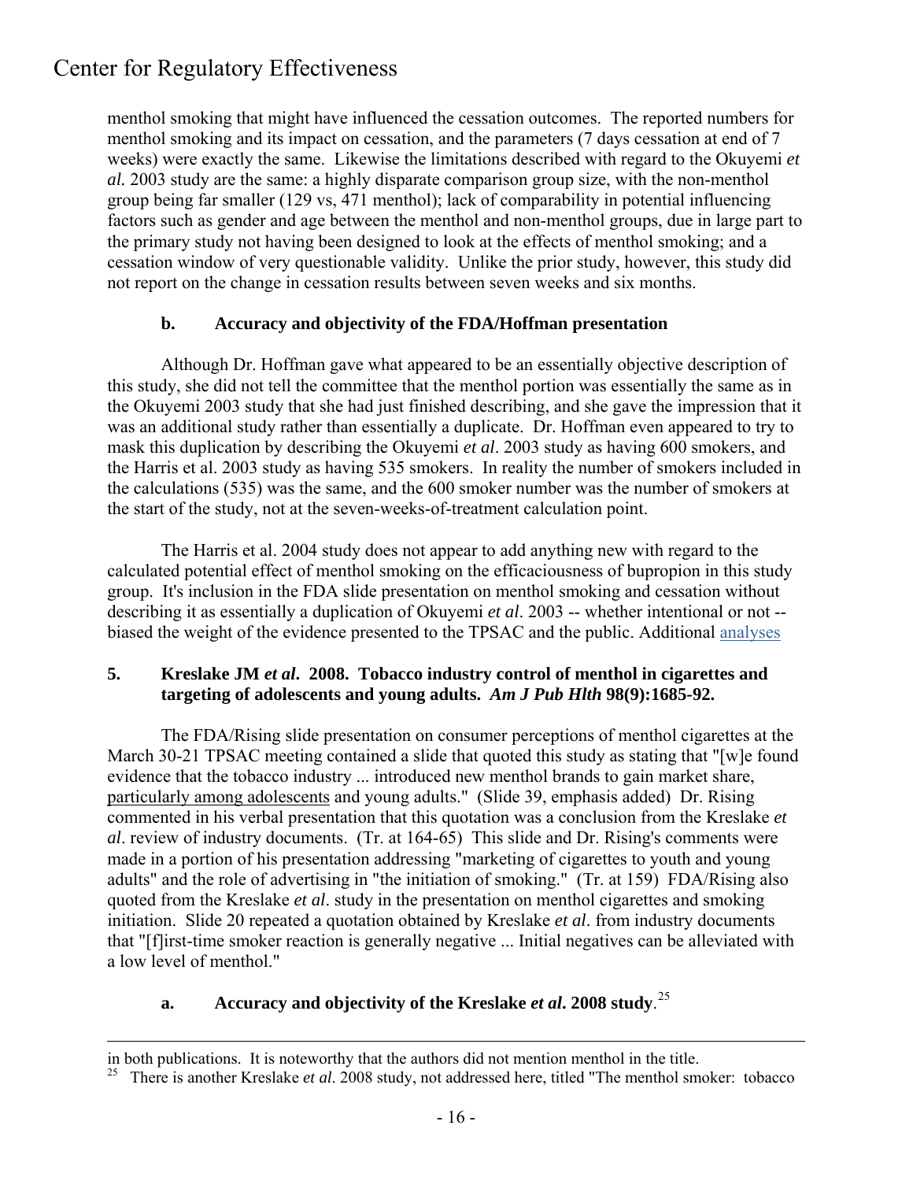menthol smoking that might have influenced the cessation outcomes. The reported numbers for menthol smoking and its impact on cessation, and the parameters (7 days cessation at end of 7 weeks) were exactly the same. Likewise the limitations described with regard to the Okuyemi *et al.* 2003 study are the same: a highly disparate comparison group size, with the non-menthol group being far smaller (129 vs, 471 menthol); lack of comparability in potential influencing factors such as gender and age between the menthol and non-menthol groups, due in large part to the primary study not having been designed to look at the effects of menthol smoking; and a cessation window of very questionable validity. Unlike the prior study, however, this study did not report on the change in cessation results between seven weeks and six months.

### b. Accuracy and objectivity of the FDA/Hoffman presentation

Although Dr. Hoffman gave what appeared to be an essentially objective description of this study, she did not tell the committee that the menthol portion was essentially the same as in the Okuyemi 2003 study that she had just finished describing, and she gave the impression that it was an additional study rather than essentially a duplicate. Dr. Hoffman even appeared to try to mask this duplication by describing the Okuyemi *et al*. 2003 study as having 600 smokers, and the Harris et al. 2003 study as having 535 smokers. In reality the number of smokers included in the calculations (535) was the same, and the 600 smoker number was the number of smokers at the start of the study, not at the seven-weeks-of-treatment calculation point.

The Harris et al. 2004 study does not appear to add anything new with regard to the calculated potential effect of menthol smoking on the efficaciousness of bupropion in this study group. It's inclusion in the FDA slide presentation on menthol smoking and cessation without describing it as essentially a duplication of Okuyemi *et al*. 2003 -- whether intentional or not -- biased the weight of the evidence presented to the TPSAC and the public. Additional analyses

## 5. Kreslake JM *et al*. 2008. Tobacco industry control of menthol in cigarettes and targeting of adolescents and young adults. *Am J Pub Hlth* 98(9):1685-92.

The FDA/Rising slide presentation on consumer perceptions of menthol cigarettes at the March 30-21 TPSAC meeting contained a slide that quoted this study as stating that "[w]e found evidence that the tobacco industry ... introduced new menthol brands to gain market share, particularly among adolescents and young adults." (Slide 39, emphasis added) Dr. Rising commented in his verbal presentation that this quotation was a conclusion from the Kreslake *et al*. review of industry documents. (Tr. at 164-65) This slide and Dr. Rising's comments were made in a portion of his presentation addressing "marketing of cigarettes to youth and young adults" and the role of advertising in "the initiation of smoking." (Tr. at 159) FDA/Rising also quoted from the Kreslake *et al*. study in the presentation on menthol cigarettes and smoking initiation. Slide 20 repeated a quotation obtained by Kreslake *et al*. from industry documents that "[f]irst-time smoker reaction is generally negative ... Initial negatives can be alleviated with a low level of menthol."

### a. Accuracy and objectivity of the Kreslake *et al*. 2008 study.[25]

---

in both publications. It is noteworthy that the authors did not mention menthol in the title.

[25] There is another Kreslake *et al*. 2008 study, not addressed here, titled "The menthol smoker: tobacco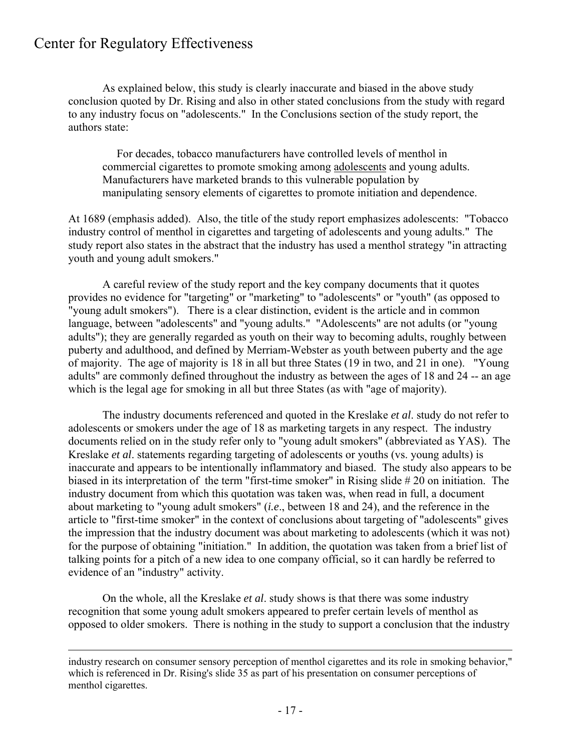As explained below, this study is clearly inaccurate and biased in the above study conclusion quoted by Dr. Rising and also in other stated conclusions from the study with regard to any industry focus on "adolescents." In the Conclusions section of the study report, the authors state:

> For decades, tobacco manufacturers have controlled levels of menthol in commercial cigarettes to promote smoking among <u>adolescents</u> and young adults. Manufacturers have marketed brands to this vulnerable population by manipulating sensory elements of cigarettes to promote initiation and dependence.

At 1689 (emphasis added). Also, the title of the study report emphasizes adolescents: "Tobacco industry control of menthol in cigarettes and targeting of adolescents and young adults." The study report also states in the abstract that the industry has used a menthol strategy "in attracting youth and young adult smokers."

A careful review of the study report and the key company documents that it quotes provides no evidence for "targeting" or "marketing" to "adolescents" or "youth" (as opposed to "young adult smokers"). There is a clear distinction, evident is the article and in common language, between "adolescents" and "young adults." "Adolescents" are not adults (or "young adults"); they are generally regarded as youth on their way to becoming adults, roughly between puberty and adulthood, and defined by Merriam-Webster as youth between puberty and the age of majority. The age of majority is 18 in all but three States (19 in two, and 21 in one). "Young adults" are commonly defined throughout the industry as between the ages of 18 and 24 -- an age which is the legal age for smoking in all but three States (as with "age of majority).

The industry documents referenced and quoted in the Kreslake *et al*. study do not refer to adolescents or smokers under the age of 18 as marketing targets in any respect. The industry documents relied on in the study refer only to "young adult smokers" (abbreviated as YAS). The Kreslake *et al*. statements regarding targeting of adolescents or youths (vs. young adults) is inaccurate and appears to be intentionally inflammatory and biased. The study also appears to be biased in its interpretation of the term "first-time smoker" in Rising slide # 20 on initiation. The industry document from which this quotation was taken was, when read in full, a document about marketing to "young adult smokers" (*i.e*., between 18 and 24), and the reference in the article to "first-time smoker" in the context of conclusions about targeting of "adolescents" gives the impression that the industry document was about marketing to adolescents (which it was not) for the purpose of obtaining "initiation." In addition, the quotation was taken from a brief list of talking points for a pitch of a new idea to one company official, so it can hardly be referred to evidence of an "industry" activity.

On the whole, all the Kreslake *et al*. study shows is that there was some industry recognition that some young adult smokers appeared to prefer certain levels of menthol as opposed to older smokers. There is nothing in the study to support a conclusion that the industry

---

industry research on consumer sensory perception of menthol cigarettes and its role in smoking behavior," which is referenced in Dr. Rising's slide 35 as part of his presentation on consumer perceptions of menthol cigarettes.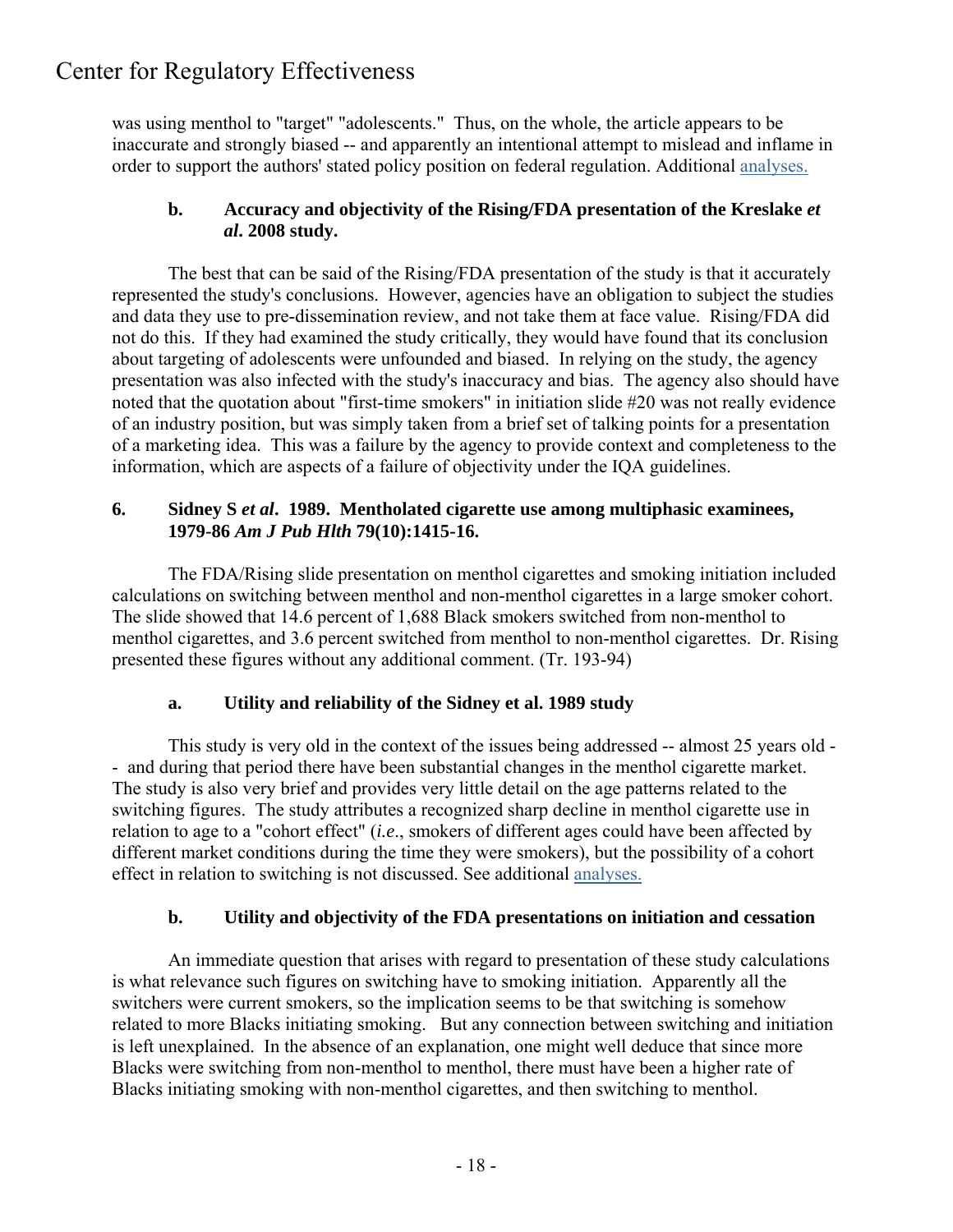was using menthol to "target" "adolescents." Thus, on the whole, the article appears to be inaccurate and strongly biased -- and apparently an intentional attempt to mislead and inflame in order to support the authors' stated policy position on federal regulation. Additional analyses.

### b. Accuracy and objectivity of the Rising/FDA presentation of the Kreslake *et al*. 2008 study.

The best that can be said of the Rising/FDA presentation of the study is that it accurately represented the study's conclusions. However, agencies have an obligation to subject the studies and data they use to pre-dissemination review, and not take them at face value. Rising/FDA did not do this. If they had examined the study critically, they would have found that its conclusion about targeting of adolescents were unfounded and biased. In relying on the study, the agency presentation was also infected with the study's inaccuracy and bias. The agency also should have noted that the quotation about "first-time smokers" in initiation slide #20 was not really evidence of an industry position, but was simply taken from a brief set of talking points for a presentation of a marketing idea. This was a failure by the agency to provide context and completeness to the information, which are aspects of a failure of objectivity under the IQA guidelines.

## 6. Sidney S *et al*. 1989. Mentholated cigarette use among multiphasic examinees, 1979-86 *Am J Pub Hlth* 79(10):1415-16.

The FDA/Rising slide presentation on menthol cigarettes and smoking initiation included calculations on switching between menthol and non-menthol cigarettes in a large smoker cohort. The slide showed that 14.6 percent of 1,688 Black smokers switched from non-menthol to menthol cigarettes, and 3.6 percent switched from menthol to non-menthol cigarettes. Dr. Rising presented these figures without any additional comment. (Tr. 193-94)

### a. Utility and reliability of the Sidney et al. 1989 study

This study is very old in the context of the issues being addressed -- almost 25 years old -- and during that period there have been substantial changes in the menthol cigarette market. The study is also very brief and provides very little detail on the age patterns related to the switching figures. The study attributes a recognized sharp decline in menthol cigarette use in relation to age to a "cohort effect" (*i.e*., smokers of different ages could have been affected by different market conditions during the time they were smokers), but the possibility of a cohort effect in relation to switching is not discussed. See additional analyses.

### b. Utility and objectivity of the FDA presentations on initiation and cessation

An immediate question that arises with regard to presentation of these study calculations is what relevance such figures on switching have to smoking initiation. Apparently all the switchers were current smokers, so the implication seems to be that switching is somehow related to more Blacks initiating smoking. But any connection between switching and initiation is left unexplained. In the absence of an explanation, one might well deduce that since more Blacks were switching from non-menthol to menthol, there must have been a higher rate of Blacks initiating smoking with non-menthol cigarettes, and then switching to menthol.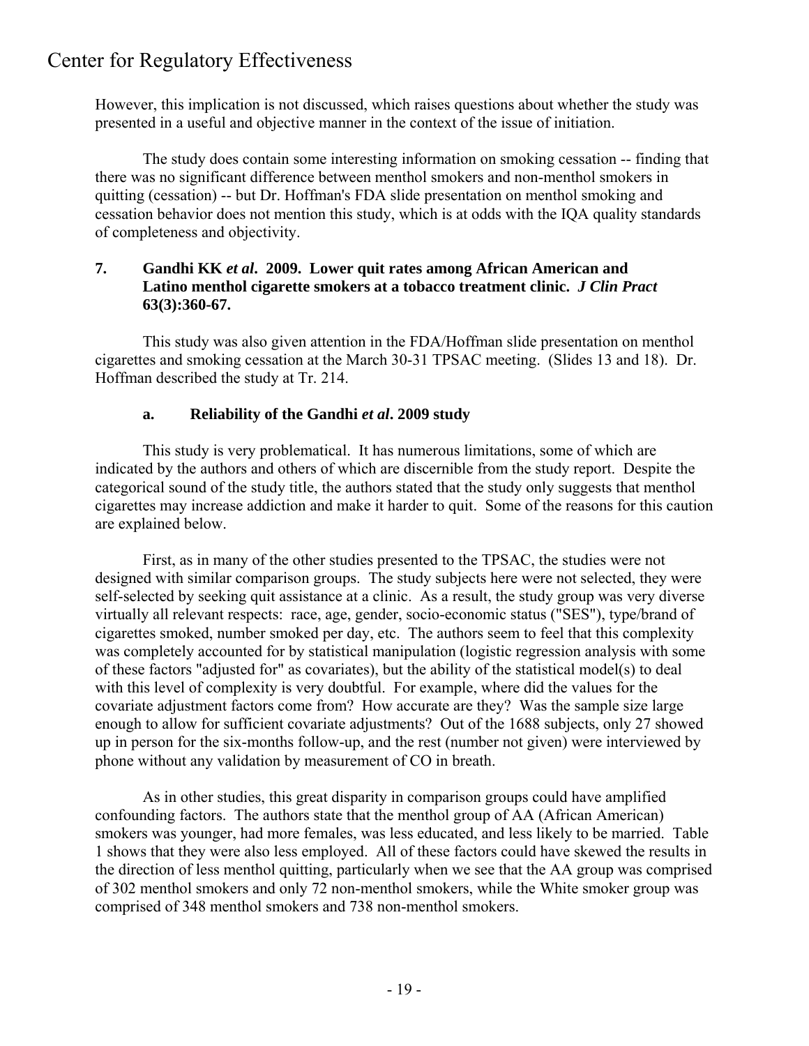However, this implication is not discussed, which raises questions about whether the study was presented in a useful and objective manner in the context of the issue of initiation.

The study does contain some interesting information on smoking cessation -- finding that there was no significant difference between menthol smokers and non-menthol smokers in quitting (cessation) -- but Dr. Hoffman's FDA slide presentation on menthol smoking and cessation behavior does not mention this study, which is at odds with the IQA quality standards of completeness and objectivity.

### 7. Gandhi KK *et al*. 2009. Lower quit rates among African American and Latino menthol cigarette smokers at a tobacco treatment clinic. *J Clin Pract* 63(3):360-67.

This study was also given attention in the FDA/Hoffman slide presentation on menthol cigarettes and smoking cessation at the March 30-31 TPSAC meeting. (Slides 13 and 18). Dr. Hoffman described the study at Tr. 214.

#### a. Reliability of the Gandhi *et al*. 2009 study

This study is very problematical. It has numerous limitations, some of which are indicated by the authors and others of which are discernible from the study report. Despite the categorical sound of the study title, the authors stated that the study only suggests that menthol cigarettes may increase addiction and make it harder to quit. Some of the reasons for this caution are explained below.

First, as in many of the other studies presented to the TPSAC, the studies were not designed with similar comparison groups. The study subjects here were not selected, they were self-selected by seeking quit assistance at a clinic. As a result, the study group was very diverse virtually all relevant respects: race, age, gender, socio-economic status ("SES"), type/brand of cigarettes smoked, number smoked per day, etc. The authors seem to feel that this complexity was completely accounted for by statistical manipulation (logistic regression analysis with some of these factors "adjusted for" as covariates), but the ability of the statistical model(s) to deal with this level of complexity is very doubtful. For example, where did the values for the covariate adjustment factors come from? How accurate are they? Was the sample size large enough to allow for sufficient covariate adjustments? Out of the 1688 subjects, only 27 showed up in person for the six-months follow-up, and the rest (number not given) were interviewed by phone without any validation by measurement of CO in breath.

As in other studies, this great disparity in comparison groups could have amplified confounding factors. The authors state that the menthol group of AA (African American) smokers was younger, had more females, was less educated, and less likely to be married. Table 1 shows that they were also less employed. All of these factors could have skewed the results in the direction of less menthol quitting, particularly when we see that the AA group was comprised of 302 menthol smokers and only 72 non-menthol smokers, while the White smoker group was comprised of 348 menthol smokers and 738 non-menthol smokers.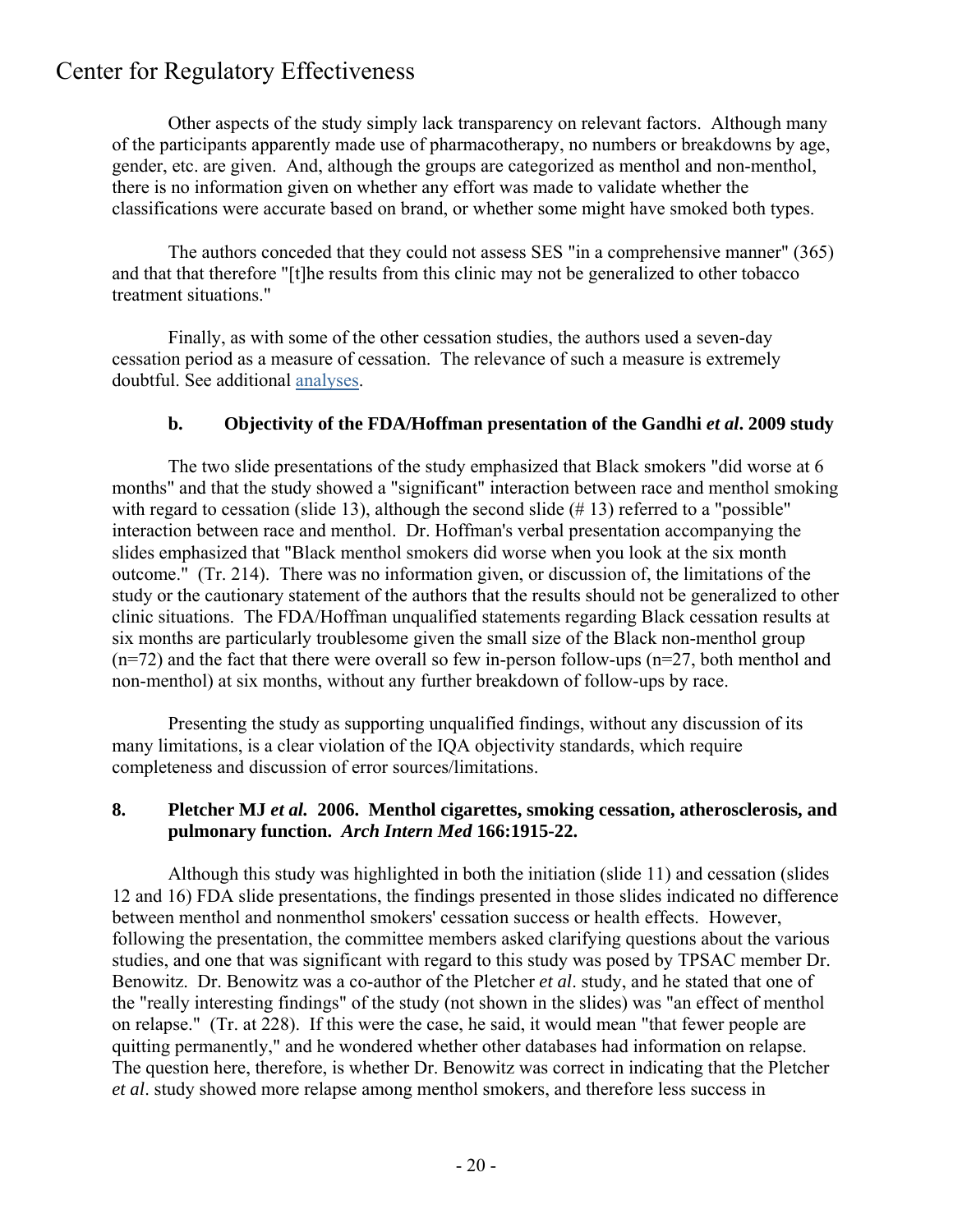Other aspects of the study simply lack transparency on relevant factors. Although many of the participants apparently made use of pharmacotherapy, no numbers or breakdowns by age, gender, etc. are given. And, although the groups are categorized as menthol and non-menthol, there is no information given on whether any effort was made to validate whether the classifications were accurate based on brand, or whether some might have smoked both types.

The authors conceded that they could not assess SES "in a comprehensive manner" (365) and that that therefore "[t]he results from this clinic may not be generalized to other tobacco treatment situations."

Finally, as with some of the other cessation studies, the authors used a seven-day cessation period as a measure of cessation. The relevance of such a measure is extremely doubtful. See additional analyses.

### b. Objectivity of the FDA/Hoffman presentation of the Gandhi *et al*. 2009 study

The two slide presentations of the study emphasized that Black smokers "did worse at 6 months" and that the study showed a "significant" interaction between race and menthol smoking with regard to cessation (slide 13), although the second slide (# 13) referred to a "possible" interaction between race and menthol. Dr. Hoffman's verbal presentation accompanying the slides emphasized that "Black menthol smokers did worse when you look at the six month outcome." (Tr. 214). There was no information given, or discussion of, the limitations of the study or the cautionary statement of the authors that the results should not be generalized to other clinic situations. The FDA/Hoffman unqualified statements regarding Black cessation results at six months are particularly troublesome given the small size of the Black non-menthol group (n=72) and the fact that there were overall so few in-person follow-ups (n=27, both menthol and non-menthol) at six months, without any further breakdown of follow-ups by race.

Presenting the study as supporting unqualified findings, without any discussion of its many limitations, is a clear violation of the IQA objectivity standards, which require completeness and discussion of error sources/limitations.

## 8. Pletcher MJ *et al.* 2006. Menthol cigarettes, smoking cessation, atherosclerosis, and pulmonary function. *Arch Intern Med* 166:1915-22.

Although this study was highlighted in both the initiation (slide 11) and cessation (slides 12 and 16) FDA slide presentations, the findings presented in those slides indicated no difference between menthol and nonmenthol smokers' cessation success or health effects. However, following the presentation, the committee members asked clarifying questions about the various studies, and one that was significant with regard to this study was posed by TPSAC member Dr. Benowitz. Dr. Benowitz was a co-author of the Pletcher *et al*. study, and he stated that one of the "really interesting findings" of the study (not shown in the slides) was "an effect of menthol on relapse." (Tr. at 228). If this were the case, he said, it would mean "that fewer people are quitting permanently," and he wondered whether other databases had information on relapse. The question here, therefore, is whether Dr. Benowitz was correct in indicating that the Pletcher *et al*. study showed more relapse among menthol smokers, and therefore less success in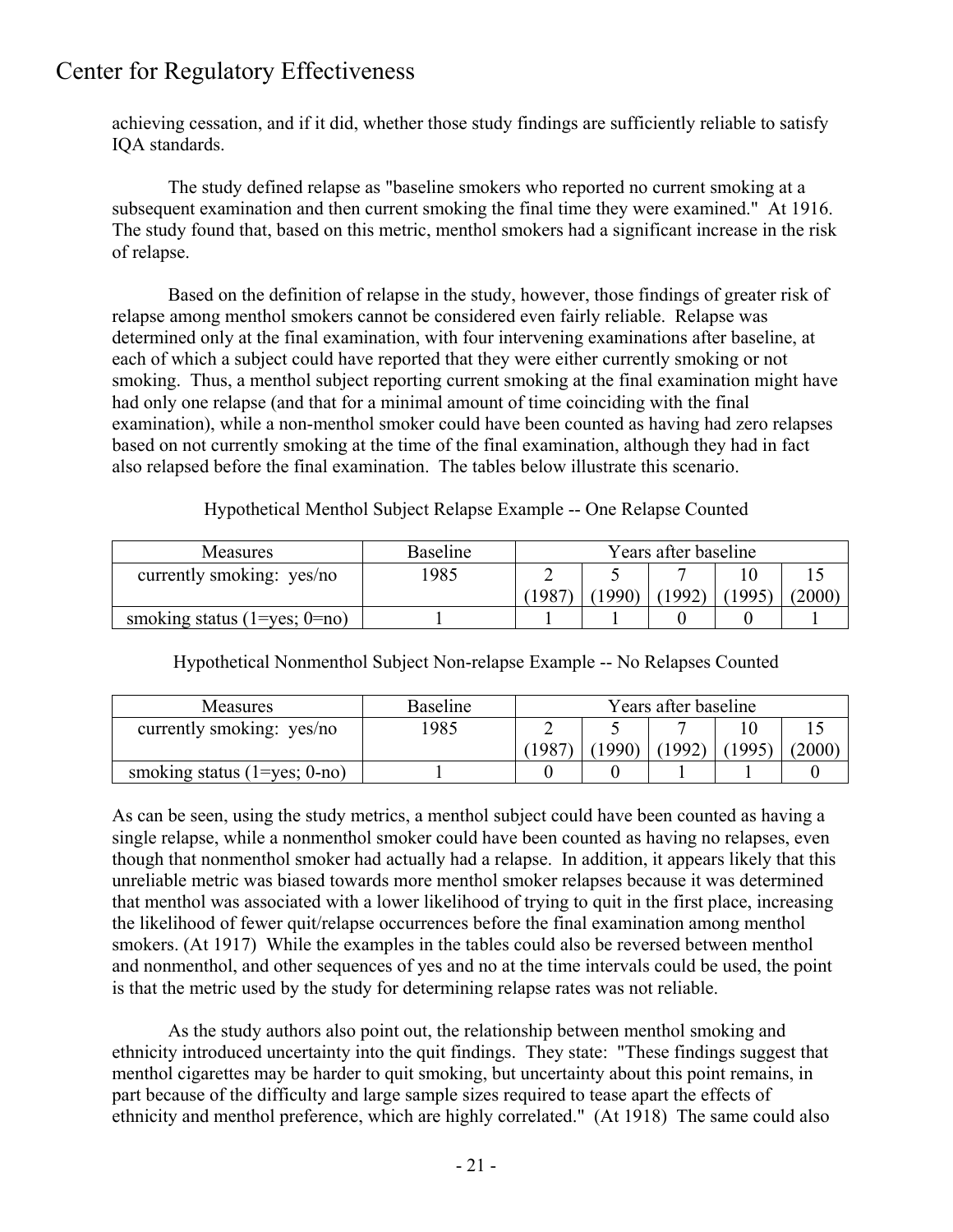achieving cessation, and if it did, whether those study findings are sufficiently reliable to satisfy IQA standards.

The study defined relapse as "baseline smokers who reported no current smoking at a subsequent examination and then current smoking the final time they were examined." At 1916. The study found that, based on this metric, menthol smokers had a significant increase in the risk of relapse.

Based on the definition of relapse in the study, however, those findings of greater risk of relapse among menthol smokers cannot be considered even fairly reliable. Relapse was determined only at the final examination, with four intervening examinations after baseline, at each of which a subject could have reported that they were either currently smoking or not smoking. Thus, a menthol subject reporting current smoking at the final examination might have had only one relapse (and that for a minimal amount of time coinciding with the final examination), while a non-menthol smoker could have been counted as having had zero relapses based on not currently smoking at the time of the final examination, although they had in fact also relapsed before the final examination. The tables below illustrate this scenario.

Hypothetical Menthol Subject Relapse Example -- One Relapse Counted

| Measures | Baseline | Years after baseline | | | | |
|---|---|---|---|---|---|---|
| currently smoking: yes/no | 1985 | 2 (1987) | 5 (1990) | 7 (1992) | 10 (1995) | 15 (2000) |
| smoking status (1=yes; 0=no) | 1 | 1 | 1 | 0 | 0 | 1 |

Hypothetical Nonmenthol Subject Non-relapse Example -- No Relapses Counted

| Measures | Baseline | Years after baseline | | | | |
|---|---|---|---|---|---|---|
| currently smoking: yes/no | 1985 | 2 (1987) | 5 (1990) | 7 (1992) | 10 (1995) | 15 (2000) |
| smoking status (1=yes; 0-no) | 1 | 0 | 0 | 1 | 1 | 0 |

As can be seen, using the study metrics, a menthol subject could have been counted as having a single relapse, while a nonmenthol smoker could have been counted as having no relapses, even though that nonmenthol smoker had actually had a relapse. In addition, it appears likely that this unreliable metric was biased towards more menthol smoker relapses because it was determined that menthol was associated with a lower likelihood of trying to quit in the first place, increasing the likelihood of fewer quit/relapse occurrences before the final examination among menthol smokers. (At 1917) While the examples in the tables could also be reversed between menthol and nonmenthol, and other sequences of yes and no at the time intervals could be used, the point is that the metric used by the study for determining relapse rates was not reliable.

As the study authors also point out, the relationship between menthol smoking and ethnicity introduced uncertainty into the quit findings. They state: "These findings suggest that menthol cigarettes may be harder to quit smoking, but uncertainty about this point remains, in part because of the difficulty and large sample sizes required to tease apart the effects of ethnicity and menthol preference, which are highly correlated." (At 1918) The same could also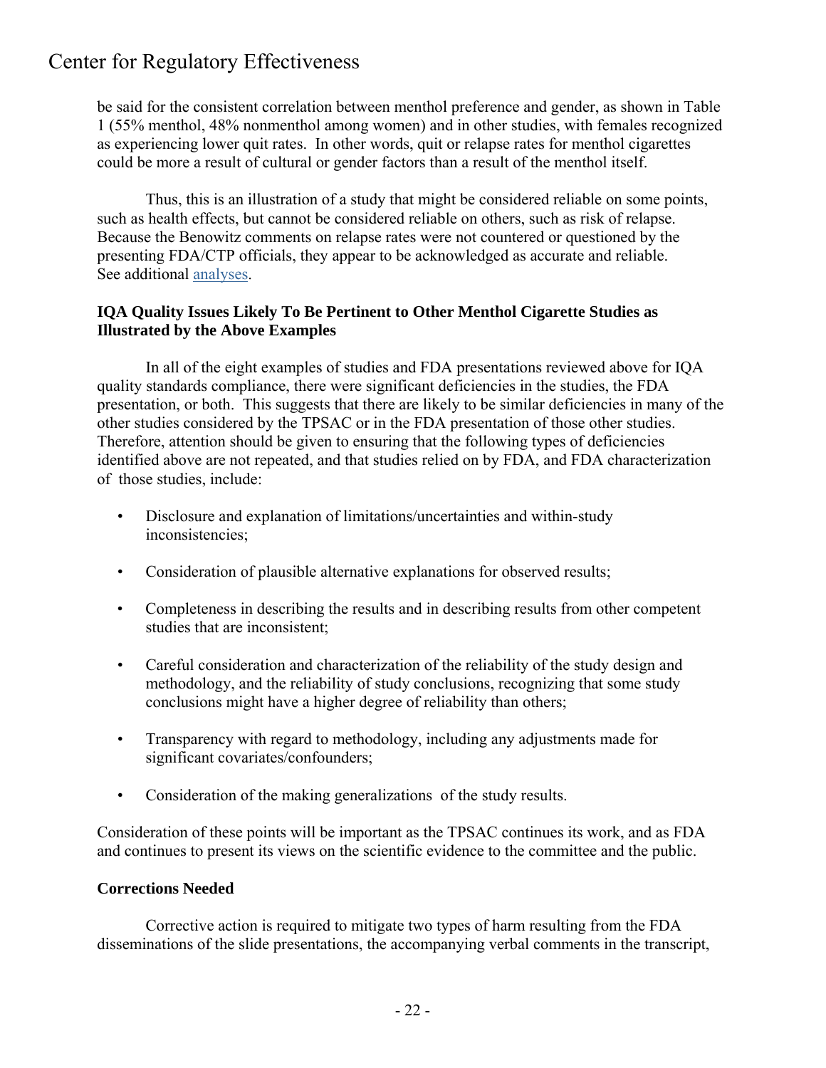be said for the consistent correlation between menthol preference and gender, as shown in Table 1 (55% menthol, 48% nonmenthol among women) and in other studies, with females recognized as experiencing lower quit rates. In other words, quit or relapse rates for menthol cigarettes could be more a result of cultural or gender factors than a result of the menthol itself.

Thus, this is an illustration of a study that might be considered reliable on some points, such as health effects, but cannot be considered reliable on others, such as risk of relapse. Because the Benowitz comments on relapse rates were not countered or questioned by the presenting FDA/CTP officials, they appear to be acknowledged as accurate and reliable. See additional analyses.

**IQA Quality Issues Likely To Be Pertinent to Other Menthol Cigarette Studies as Illustrated by the Above Examples**

In all of the eight examples of studies and FDA presentations reviewed above for IQA quality standards compliance, there were significant deficiencies in the studies, the FDA presentation, or both. This suggests that there are likely to be similar deficiencies in many of the other studies considered by the TPSAC or in the FDA presentation of those other studies. Therefore, attention should be given to ensuring that the following types of deficiencies identified above are not repeated, and that studies relied on by FDA, and FDA characterization of those studies, include:

- Disclosure and explanation of limitations/uncertainties and within-study inconsistencies;
- Consideration of plausible alternative explanations for observed results;
- Completeness in describing the results and in describing results from other competent studies that are inconsistent;
- Careful consideration and characterization of the reliability of the study design and methodology, and the reliability of study conclusions, recognizing that some study conclusions might have a higher degree of reliability than others;
- Transparency with regard to methodology, including any adjustments made for significant covariates/confounders;
- Consideration of the making generalizations of the study results.

Consideration of these points will be important as the TPSAC continues its work, and as FDA and continues to present its views on the scientific evidence to the committee and the public.

**Corrections Needed**

Corrective action is required to mitigate two types of harm resulting from the FDA disseminations of the slide presentations, the accompanying verbal comments in the transcript,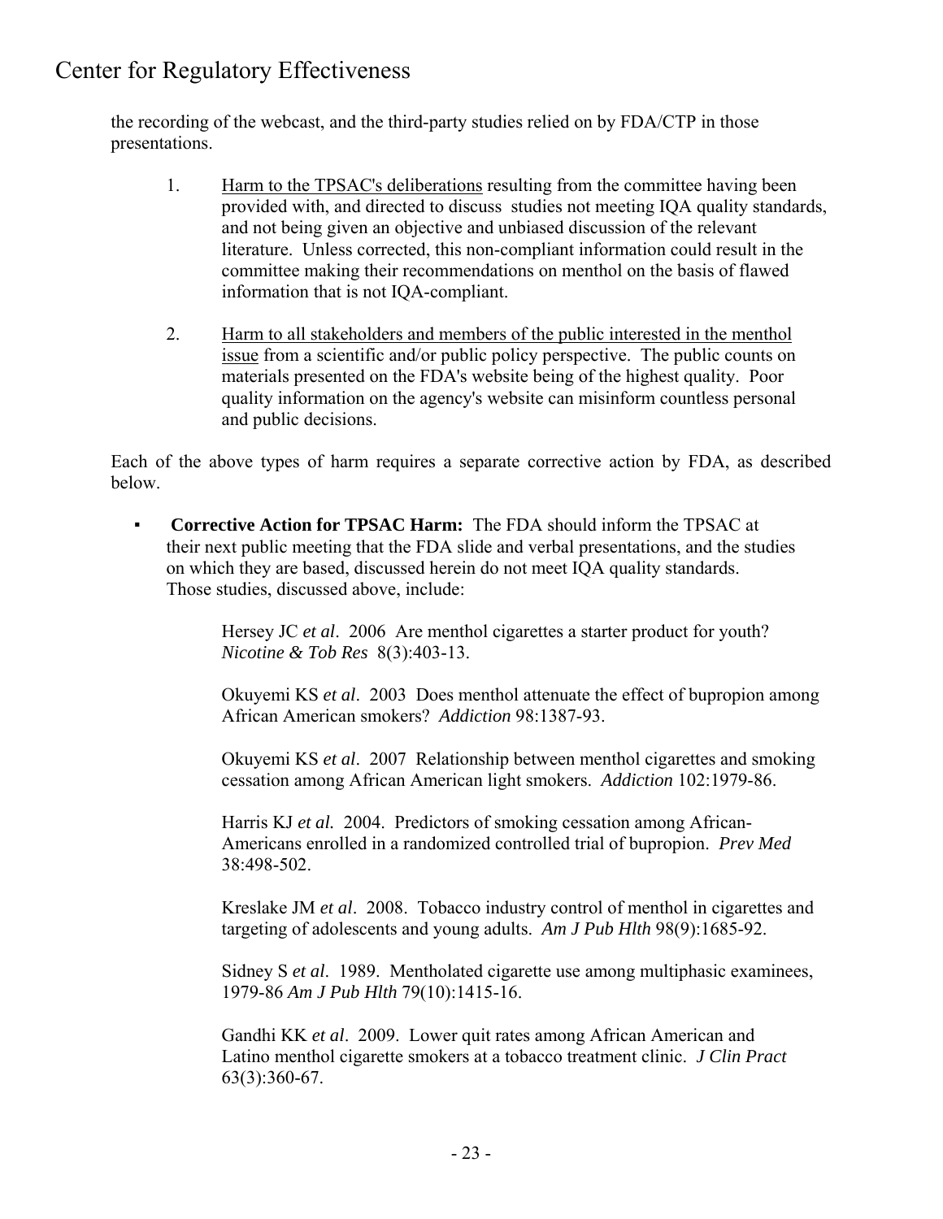the recording of the webcast, and the third-party studies relied on by FDA/CTP in those presentations.

1. Harm to the TPSAC's deliberations resulting from the committee having been provided with, and directed to discuss studies not meeting IQA quality standards, and not being given an objective and unbiased discussion of the relevant literature. Unless corrected, this non-compliant information could result in the committee making their recommendations on menthol on the basis of flawed information that is not IQA-compliant.

2. Harm to all stakeholders and members of the public interested in the menthol issue from a scientific and/or public policy perspective. The public counts on materials presented on the FDA's website being of the highest quality. Poor quality information on the agency's website can misinform countless personal and public decisions.

Each of the above types of harm requires a separate corrective action by FDA, as described below.

- **Corrective Action for TPSAC Harm:** The FDA should inform the TPSAC at their next public meeting that the FDA slide and verbal presentations, and the studies on which they are based, discussed herein do not meet IQA quality standards. Those studies, discussed above, include:

  Hersey JC *et al*. 2006 Are menthol cigarettes a starter product for youth? *Nicotine & Tob Res* 8(3):403-13.

  Okuyemi KS *et al*. 2003 Does menthol attenuate the effect of bupropion among African American smokers? *Addiction* 98:1387-93.

  Okuyemi KS *et al*. 2007 Relationship between menthol cigarettes and smoking cessation among African American light smokers. *Addiction* 102:1979-86.

  Harris KJ *et al.* 2004. Predictors of smoking cessation among African-Americans enrolled in a randomized controlled trial of bupropion. *Prev Med* 38:498-502.

  Kreslake JM *et al*. 2008. Tobacco industry control of menthol in cigarettes and targeting of adolescents and young adults. *Am J Pub Hlth* 98(9):1685-92.

  Sidney S *et al*. 1989. Mentholated cigarette use among multiphasic examinees, 1979-86 *Am J Pub Hlth* 79(10):1415-16.

  Gandhi KK *et al*. 2009. Lower quit rates among African American and Latino menthol cigarette smokers at a tobacco treatment clinic. *J Clin Pract* 63(3):360-67.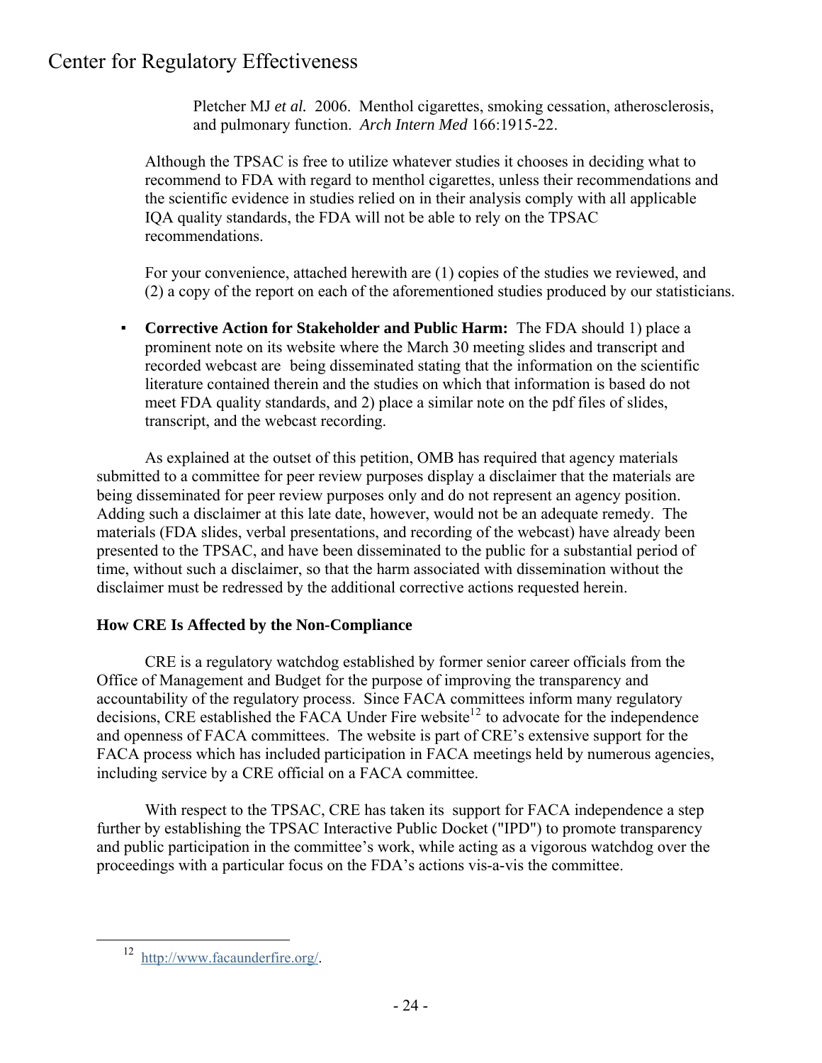Pletcher MJ *et al.* 2006. Menthol cigarettes, smoking cessation, atherosclerosis, and pulmonary function. *Arch Intern Med* 166:1915-22.

Although the TPSAC is free to utilize whatever studies it chooses in deciding what to recommend to FDA with regard to menthol cigarettes, unless their recommendations and the scientific evidence in studies relied on in their analysis comply with all applicable IQA quality standards, the FDA will not be able to rely on the TPSAC recommendations.

For your convenience, attached herewith are (1) copies of the studies we reviewed, and (2) a copy of the report on each of the aforementioned studies produced by our statisticians.

- **Corrective Action for Stakeholder and Public Harm:** The FDA should 1) place a prominent note on its website where the March 30 meeting slides and transcript and recorded webcast are being disseminated stating that the information on the scientific literature contained therein and the studies on which that information is based do not meet FDA quality standards, and 2) place a similar note on the pdf files of slides, transcript, and the webcast recording.

As explained at the outset of this petition, OMB has required that agency materials submitted to a committee for peer review purposes display a disclaimer that the materials are being disseminated for peer review purposes only and do not represent an agency position. Adding such a disclaimer at this late date, however, would not be an adequate remedy. The materials (FDA slides, verbal presentations, and recording of the webcast) have already been presented to the TPSAC, and have been disseminated to the public for a substantial period of time, without such a disclaimer, so that the harm associated with dissemination without the disclaimer must be redressed by the additional corrective actions requested herein.

### How CRE Is Affected by the Non-Compliance

CRE is a regulatory watchdog established by former senior career officials from the Office of Management and Budget for the purpose of improving the transparency and accountability of the regulatory process. Since FACA committees inform many regulatory decisions, CRE established the FACA Under Fire website[12] to advocate for the independence and openness of FACA committees. The website is part of CRE's extensive support for the FACA process which has included participation in FACA meetings held by numerous agencies, including service by a CRE official on a FACA committee.

With respect to the TPSAC, CRE has taken its support for FACA independence a step further by establishing the TPSAC Interactive Public Docket ("IPD") to promote transparency and public participation in the committee's work, while acting as a vigorous watchdog over the proceedings with a particular focus on the FDA's actions vis-a-vis the committee.

---

[12] http://www.facaunderfire.org/.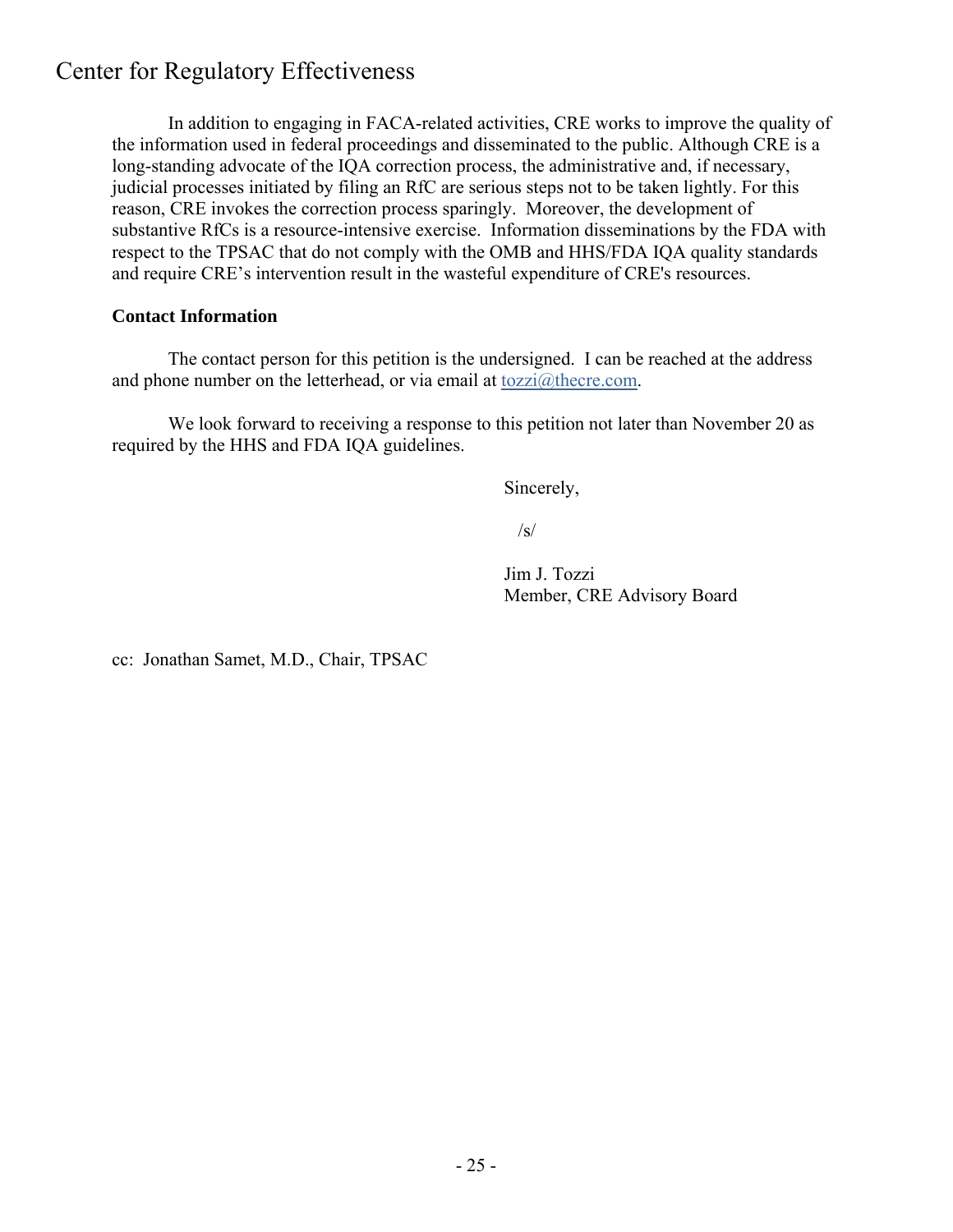In addition to engaging in FACA-related activities, CRE works to improve the quality of the information used in federal proceedings and disseminated to the public. Although CRE is a long-standing advocate of the IQA correction process, the administrative and, if necessary, judicial processes initiated by filing an RfC are serious steps not to be taken lightly. For this reason, CRE invokes the correction process sparingly. Moreover, the development of substantive RfCs is a resource-intensive exercise. Information disseminations by the FDA with respect to the TPSAC that do not comply with the OMB and HHS/FDA IQA quality standards and require CRE's intervention result in the wasteful expenditure of CRE's resources.

**Contact Information**

The contact person for this petition is the undersigned. I can be reached at the address and phone number on the letterhead, or via email at tozzi@thecre.com.

We look forward to receiving a response to this petition not later than November 20 as required by the HHS and FDA IQA guidelines.

Sincerely,

/s/

Jim J. Tozzi
Member, CRE Advisory Board

cc: Jonathan Samet, M.D., Chair, TPSAC